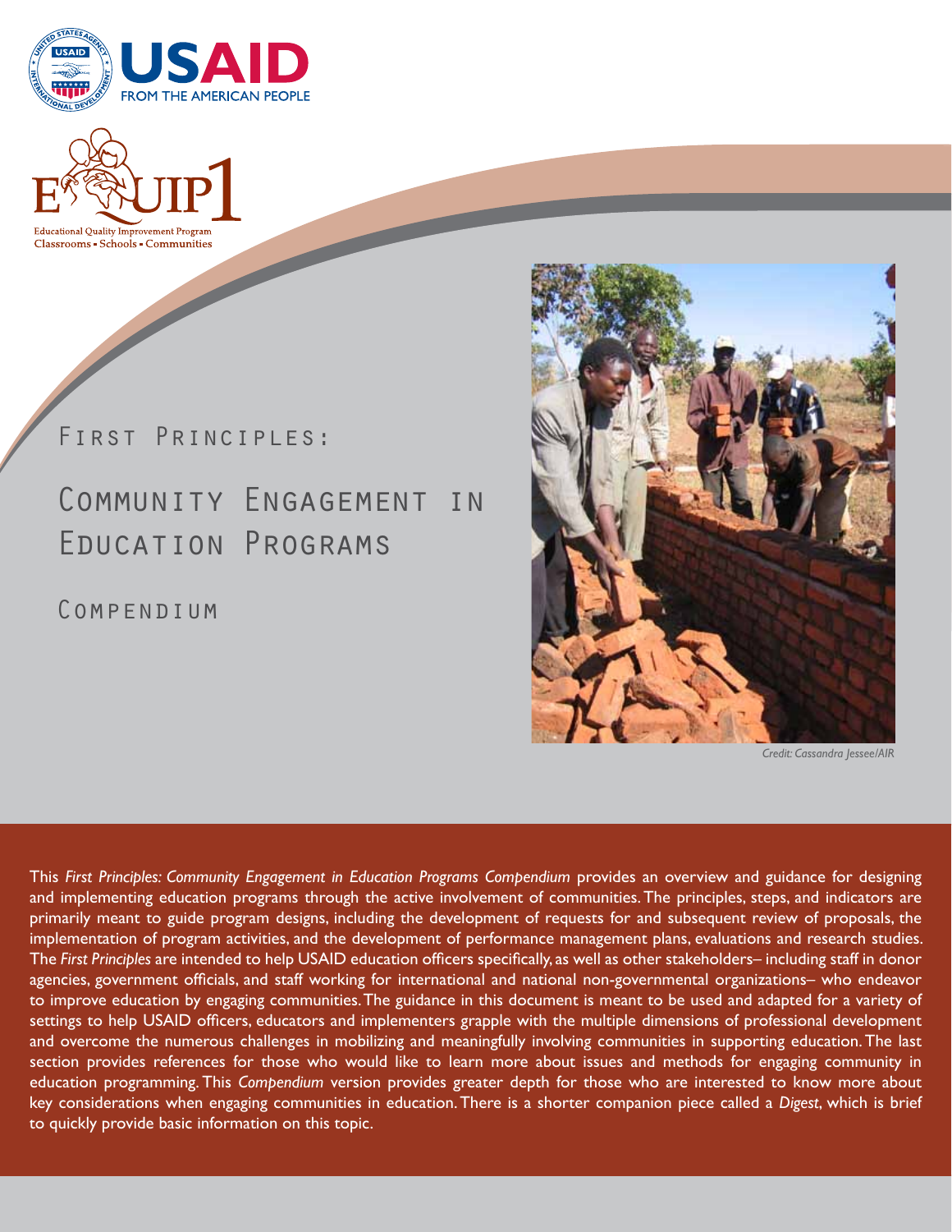USAID FROM THE AMERICAN PEOPLE

EQUIP1

Educational Quality Improvement Program
Classrooms • Schools • Communities

# First Principles:

# Community Engagement in Education Programs

## Compendium

*Credit: Cassandra Jessee/AIR*

This *First Principles: Community Engagement in Education Programs Compendium* provides an overview and guidance for designing and implementing education programs through the active involvement of communities. The principles, steps, and indicators are primarily meant to guide program designs, including the development of requests for and subsequent review of proposals, the implementation of program activities, and the development of performance management plans, evaluations and research studies. The *First Principles* are intended to help USAID education officers specifically, as well as other stakeholders– including staff in donor agencies, government officials, and staff working for international and national non-governmental organizations– who endeavor to improve education by engaging communities. The guidance in this document is meant to be used and adapted for a variety of settings to help USAID officers, educators and implementers grapple with the multiple dimensions of professional development and overcome the numerous challenges in mobilizing and meaningfully involving communities in supporting education. The last section provides references for those who would like to learn more about issues and methods for engaging community in education programming. This *Compendium* version provides greater depth for those who are interested to know more about key considerations when engaging communities in education. There is a shorter companion piece called a *Digest*, which is brief to quickly provide basic information on this topic.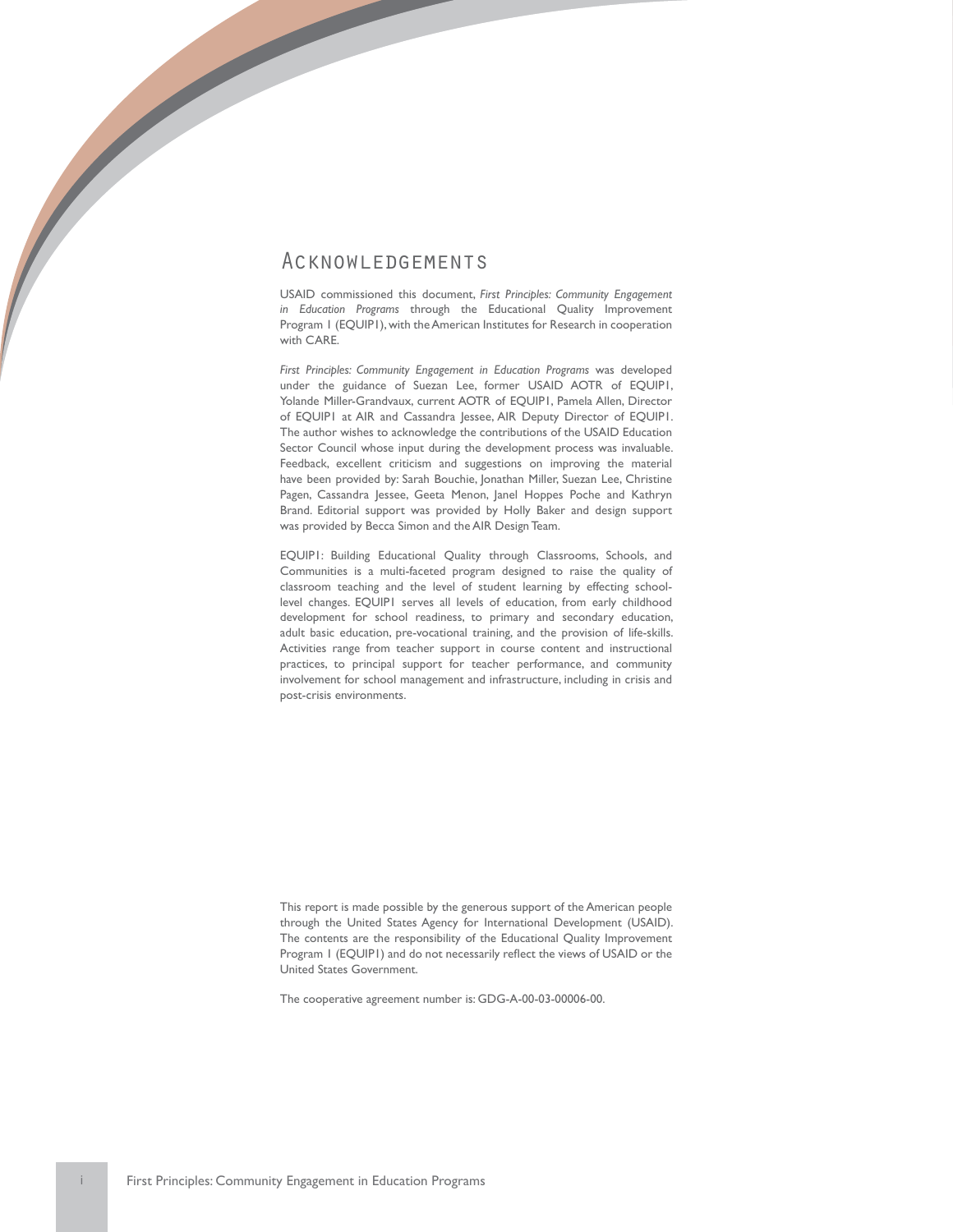# Acknowledgements

USAID commissioned this document, *First Principles: Community Engagement in Education Programs* through the Educational Quality Improvement Program 1 (EQUIP1), with the American Institutes for Research in cooperation with CARE.

*First Principles: Community Engagement in Education Programs* was developed under the guidance of Suezan Lee, former USAID AOTR of EQUIP1, Yolande Miller-Grandvaux, current AOTR of EQUIP1, Pamela Allen, Director of EQUIP1 at AIR and Cassandra Jessee, AIR Deputy Director of EQUIP1. The author wishes to acknowledge the contributions of the USAID Education Sector Council whose input during the development process was invaluable. Feedback, excellent criticism and suggestions on improving the material have been provided by: Sarah Bouchie, Jonathan Miller, Suezan Lee, Christine Pagen, Cassandra Jessee, Geeta Menon, Janel Hoppes Poche and Kathryn Brand. Editorial support was provided by Holly Baker and design support was provided by Becca Simon and the AIR Design Team.

EQUIP1: Building Educational Quality through Classrooms, Schools, and Communities is a multi-faceted program designed to raise the quality of classroom teaching and the level of student learning by effecting school-level changes. EQUIP1 serves all levels of education, from early childhood development for school readiness, to primary and secondary education, adult basic education, pre-vocational training, and the provision of life-skills. Activities range from teacher support in course content and instructional practices, to principal support for teacher performance, and community involvement for school management and infrastructure, including in crisis and post-crisis environments.

This report is made possible by the generous support of the American people through the United States Agency for International Development (USAID). The contents are the responsibility of the Educational Quality Improvement Program 1 (EQUIP1) and do not necessarily reflect the views of USAID or the United States Government.

The cooperative agreement number is: GDG-A-00-03-00006-00.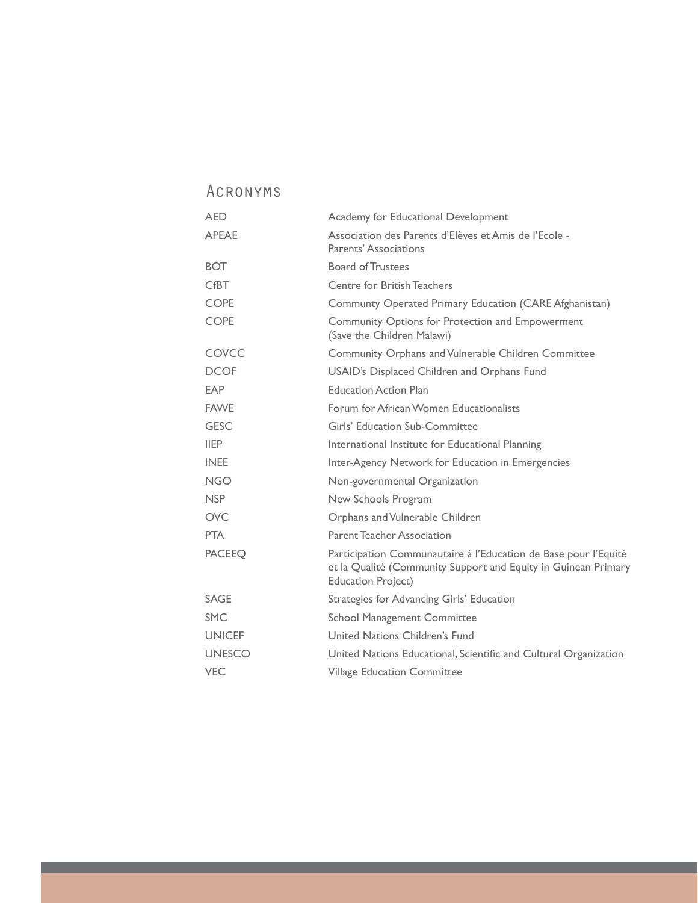## Acronyms

| | |
|---|---|
| AED | Academy for Educational Development |
| APEAE | Association des Parents d'Elèves et Amis de l'Ecole - Parents' Associations |
| BOT | Board of Trustees |
| CfBT | Centre for British Teachers |
| COPE | Community Operated Primary Education (CARE Afghanistan) |
| COPE | Community Options for Protection and Empowerment (Save the Children Malawi) |
| COVCC | Community Orphans and Vulnerable Children Committee |
| DCOF | USAID's Displaced Children and Orphans Fund |
| EAP | Education Action Plan |
| FAWE | Forum for African Women Educationalists |
| GESC | Girls' Education Sub-Committee |
| IIEP | International Institute for Educational Planning |
| INEE | Inter-Agency Network for Education in Emergencies |
| NGO | Non-governmental Organization |
| NSP | New Schools Program |
| OVC | Orphans and Vulnerable Children |
| PTA | Parent Teacher Association |
| PACEEQ | Participation Communautaire à l'Education de Base pour l'Equité et la Qualité (Community Support and Equity in Guinean Primary Education Project) |
| SAGE | Strategies for Advancing Girls' Education |
| SMC | School Management Committee |
| UNICEF | United Nations Children's Fund |
| UNESCO | United Nations Educational, Scientific and Cultural Organization |
| VEC | Village Education Committee |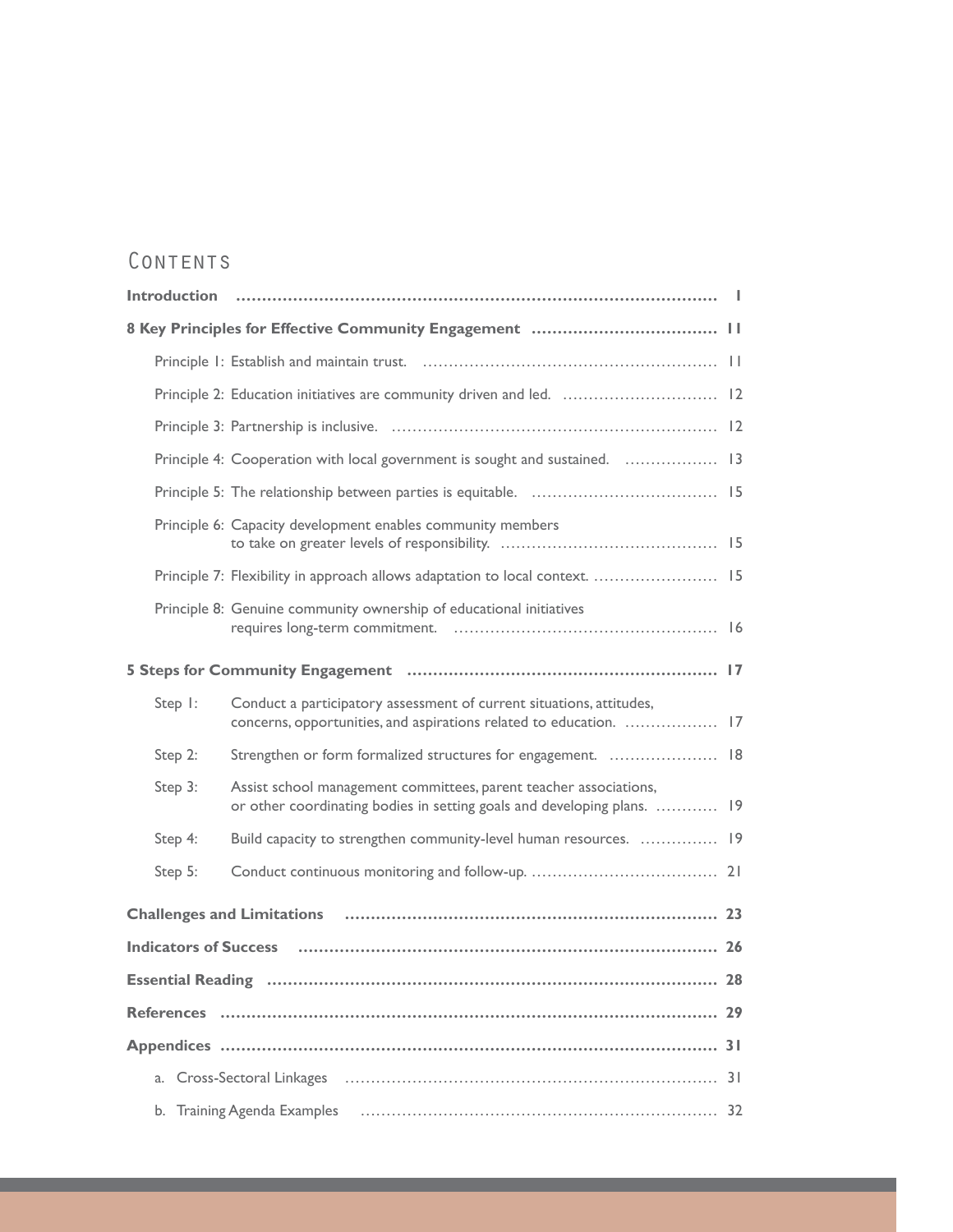# Contents

**Introduction** ..... 1

**8 Key Principles for Effective Community Engagement** ..... 11

- Principle 1: Establish and maintain trust. ..... 11
- Principle 2: Education initiatives are community driven and led. ..... 12
- Principle 3: Partnership is inclusive. ..... 12
- Principle 4: Cooperation with local government is sought and sustained. ..... 13
- Principle 5: The relationship between parties is equitable. ..... 15
- Principle 6: Capacity development enables community members to take on greater levels of responsibility. ..... 15
- Principle 7: Flexibility in approach allows adaptation to local context. ..... 15
- Principle 8: Genuine community ownership of educational initiatives requires long-term commitment. ..... 16

**5 Steps for Community Engagement** ..... 17

- Step 1: Conduct a participatory assessment of current situations, attitudes, concerns, opportunities, and aspirations related to education. ..... 17
- Step 2: Strengthen or form formalized structures for engagement. ..... 18
- Step 3: Assist school management committees, parent teacher associations, or other coordinating bodies in setting goals and developing plans. ..... 19
- Step 4: Build capacity to strengthen community-level human resources. ..... 19
- Step 5: Conduct continuous monitoring and follow-up. ..... 21

**Challenges and Limitations** ..... 23

**Indicators of Success** ..... 26

**Essential Reading** ..... 28

**References** ..... 29

**Appendices** ..... 31

- a. Cross-Sectoral Linkages ..... 31
- b. Training Agenda Examples ..... 32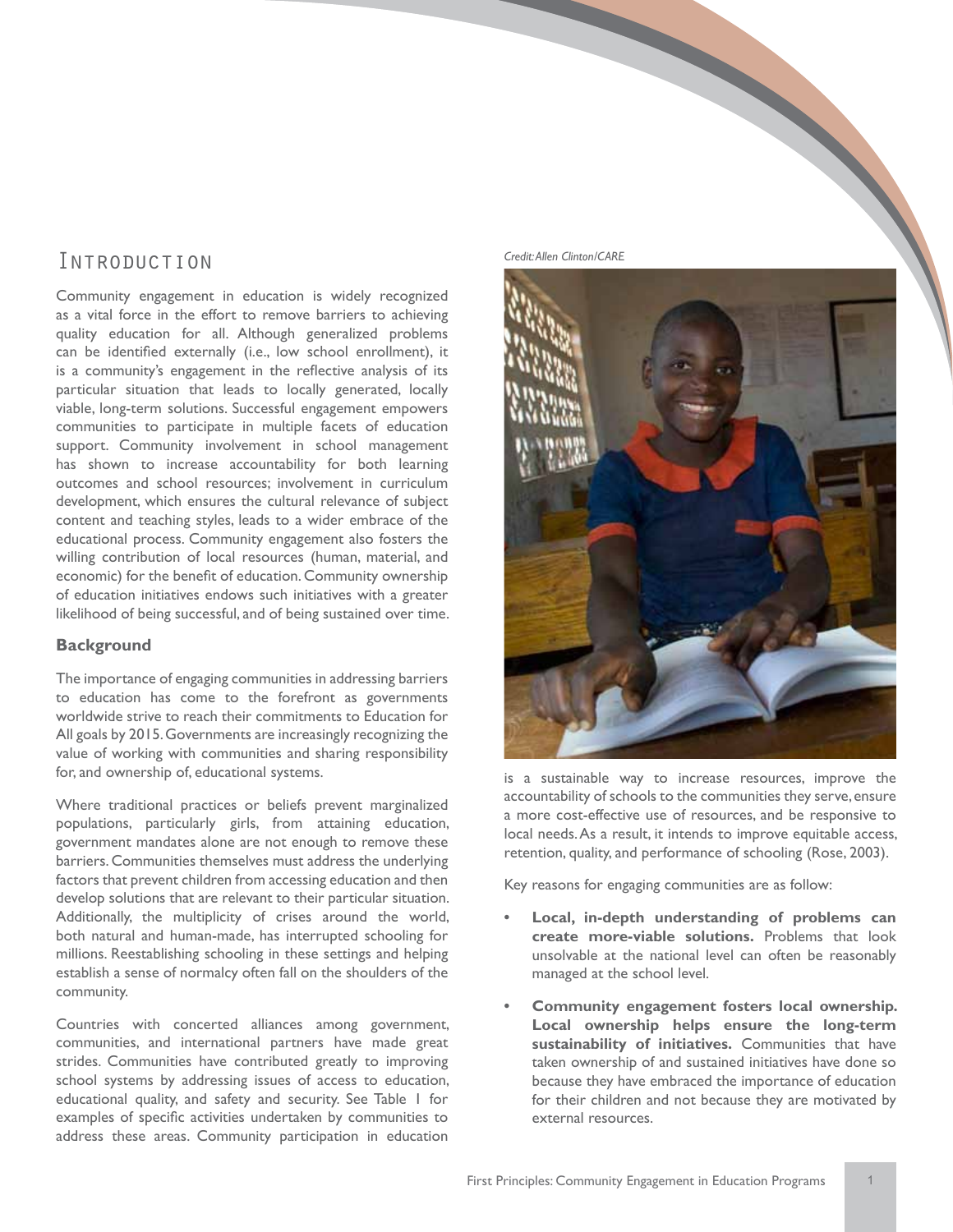# Introduction

Community engagement in education is widely recognized as a vital force in the effort to remove barriers to achieving quality education for all. Although generalized problems can be identified externally (i.e., low school enrollment), it is a community's engagement in the reflective analysis of its particular situation that leads to locally generated, locally viable, long-term solutions. Successful engagement empowers communities to participate in multiple facets of education support. Community involvement in school management has shown to increase accountability for both learning outcomes and school resources; involvement in curriculum development, which ensures the cultural relevance of subject content and teaching styles, leads to a wider embrace of the educational process. Community engagement also fosters the willing contribution of local resources (human, material, and economic) for the benefit of education. Community ownership of education initiatives endows such initiatives with a greater likelihood of being successful, and of being sustained over time.

### Background

The importance of engaging communities in addressing barriers to education has come to the forefront as governments worldwide strive to reach their commitments to Education for All goals by 2015. Governments are increasingly recognizing the value of working with communities and sharing responsibility for, and ownership of, educational systems.

Where traditional practices or beliefs prevent marginalized populations, particularly girls, from attaining education, government mandates alone are not enough to remove these barriers. Communities themselves must address the underlying factors that prevent children from accessing education and then develop solutions that are relevant to their particular situation. Additionally, the multiplicity of crises around the world, both natural and human-made, has interrupted schooling for millions. Reestablishing schooling in these settings and helping establish a sense of normalcy often fall on the shoulders of the community.

Countries with concerted alliances among government, communities, and international partners have made great strides. Communities have contributed greatly to improving school systems by addressing issues of access to education, educational quality, and safety and security. See Table 1 for examples of specific activities undertaken by communities to address these areas. Community participation in education is a sustainable way to increase resources, improve the accountability of schools to the communities they serve, ensure a more cost-effective use of resources, and be responsive to local needs. As a result, it intends to improve equitable access, retention, quality, and performance of schooling (Rose, 2003).

*Credit: Allen Clinton/CARE*

Key reasons for engaging communities are as follow:

- **Local, in-depth understanding of problems can create more-viable solutions.** Problems that look unsolvable at the national level can often be reasonably managed at the school level.

- **Community engagement fosters local ownership. Local ownership helps ensure the long-term sustainability of initiatives.** Communities that have taken ownership of and sustained initiatives have done so because they have embraced the importance of education for their children and not because they are motivated by external resources.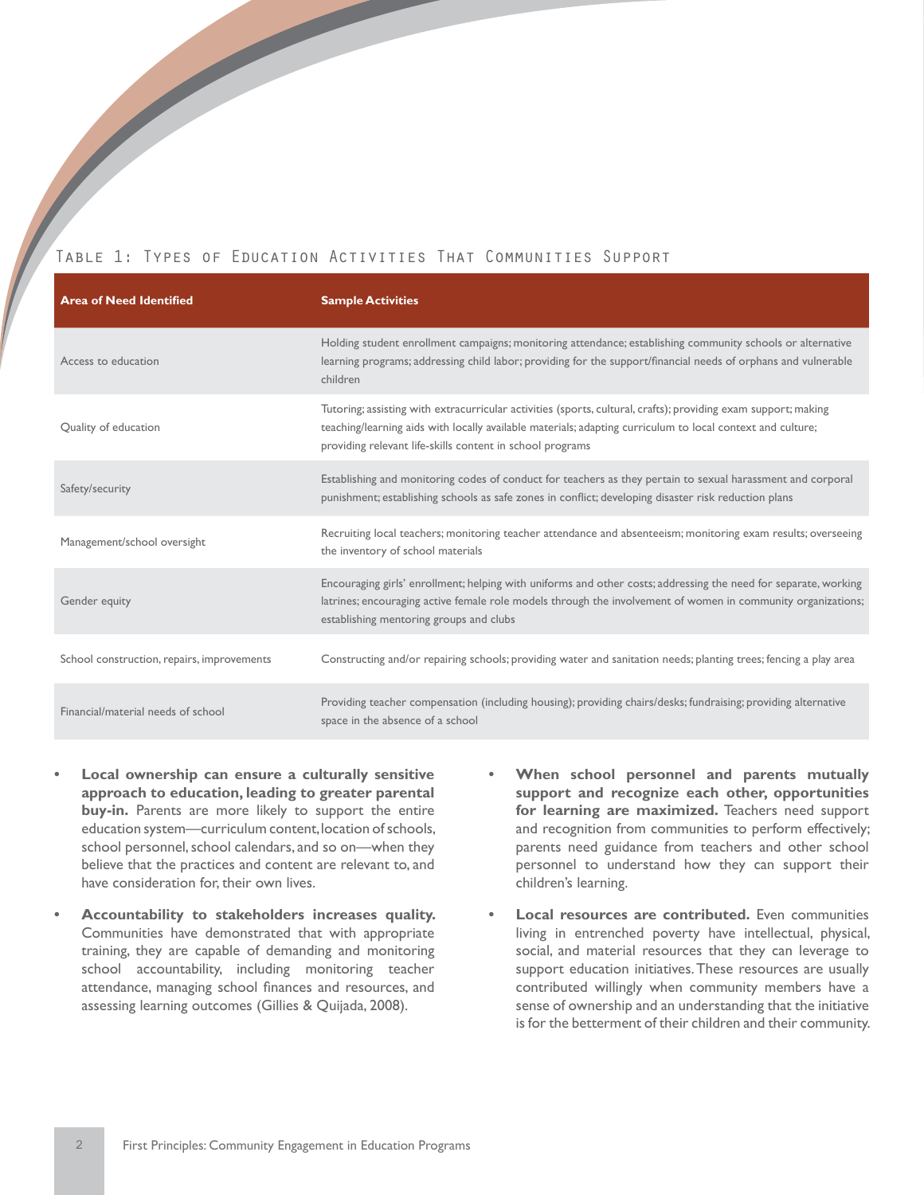### Table 1: Types of Education Activities That Communities Support

| Area of Need Identified | Sample Activities |
|---|---|
| Access to education | Holding student enrollment campaigns; monitoring attendance; establishing community schools or alternative learning programs; addressing child labor; providing for the support/financial needs of orphans and vulnerable children |
| Quality of education | Tutoring; assisting with extracurricular activities (sports, cultural, crafts); providing exam support; making teaching/learning aids with locally available materials; adapting curriculum to local context and culture; providing relevant life-skills content in school programs |
| Safety/security | Establishing and monitoring codes of conduct for teachers as they pertain to sexual harassment and corporal punishment; establishing schools as safe zones in conflict; developing disaster risk reduction plans |
| Management/school oversight | Recruiting local teachers; monitoring teacher attendance and absenteeism; monitoring exam results; overseeing the inventory of school materials |
| Gender equity | Encouraging girls' enrollment; helping with uniforms and other costs; addressing the need for separate, working latrines; encouraging active female role models through the involvement of women in community organizations; establishing mentoring groups and clubs |
| School construction, repairs, improvements | Constructing and/or repairing schools; providing water and sanitation needs; planting trees; fencing a play area |
| Financial/material needs of school | Providing teacher compensation (including housing); providing chairs/desks; fundraising; providing alternative space in the absence of a school |

- **Local ownership can ensure a culturally sensitive approach to education, leading to greater parental buy-in.** Parents are more likely to support the entire education system—curriculum content, location of schools, school personnel, school calendars, and so on—when they believe that the practices and content are relevant to, and have consideration for, their own lives.
- **Accountability to stakeholders increases quality.** Communities have demonstrated that with appropriate training, they are capable of demanding and monitoring school accountability, including monitoring teacher attendance, managing school finances and resources, and assessing learning outcomes (Gillies & Quijada, 2008).
- **When school personnel and parents mutually support and recognize each other, opportunities for learning are maximized.** Teachers need support and recognition from communities to perform effectively; parents need guidance from teachers and other school personnel to understand how they can support their children's learning.
- **Local resources are contributed.** Even communities living in entrenched poverty have intellectual, physical, social, and material resources that they can leverage to support education initiatives. These resources are usually contributed willingly when community members have a sense of ownership and an understanding that the initiative is for the betterment of their children and their community.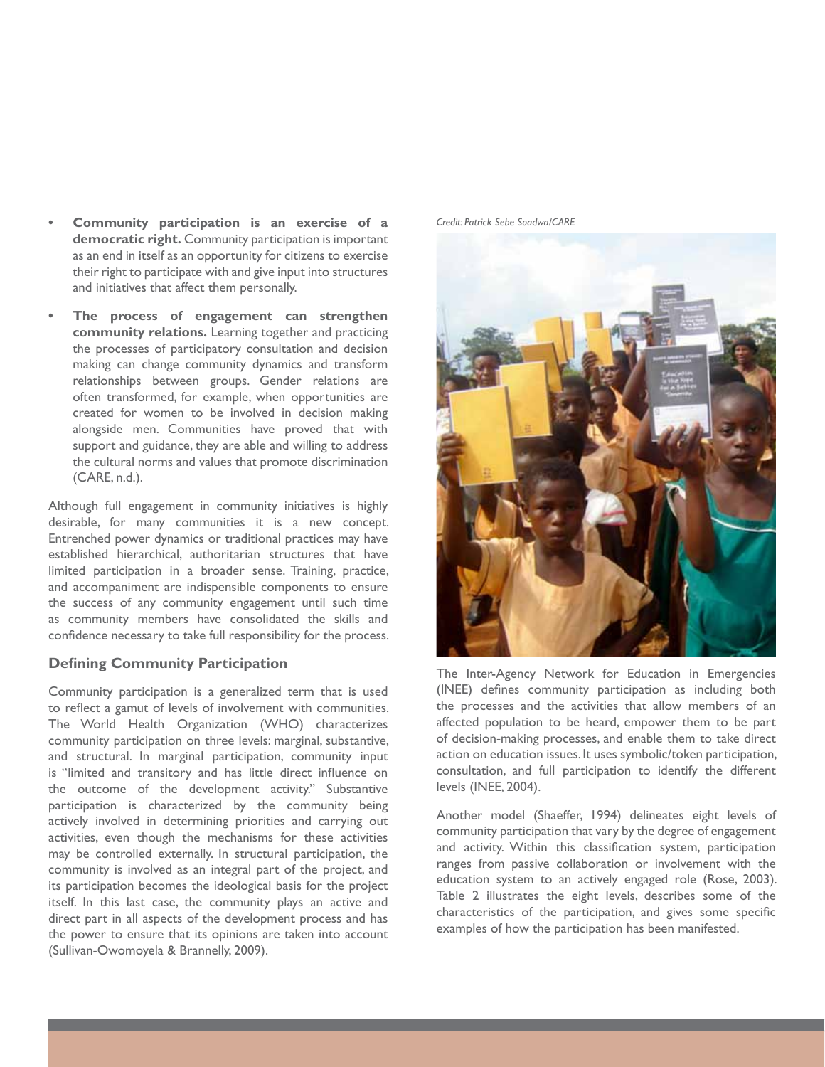- **Community participation is an exercise of a democratic right.** Community participation is important as an end in itself as an opportunity for citizens to exercise their right to participate with and give input into structures and initiatives that affect them personally.
- **The process of engagement can strengthen community relations.** Learning together and practicing the processes of participatory consultation and decision making can change community dynamics and transform relationships between groups. Gender relations are often transformed, for example, when opportunities are created for women to be involved in decision making alongside men. Communities have proved that with support and guidance, they are able and willing to address the cultural norms and values that promote discrimination (CARE, n.d.).

Although full engagement in community initiatives is highly desirable, for many communities it is a new concept. Entrenched power dynamics or traditional practices may have established hierarchical, authoritarian structures that have limited participation in a broader sense. Training, practice, and accompaniment are indispensible components to ensure the success of any community engagement until such time as community members have consolidated the skills and confidence necessary to take full responsibility for the process.

### Defining Community Participation

Community participation is a generalized term that is used to reflect a gamut of levels of involvement with communities. The World Health Organization (WHO) characterizes community participation on three levels: marginal, substantive, and structural. In marginal participation, community input is "limited and transitory and has little direct influence on the outcome of the development activity." Substantive participation is characterized by the community being actively involved in determining priorities and carrying out activities, even though the mechanisms for these activities may be controlled externally. In structural participation, the community is involved as an integral part of the project, and its participation becomes the ideological basis for the project itself. In this last case, the community plays an active and direct part in all aspects of the development process and has the power to ensure that its opinions are taken into account (Sullivan-Owomoyela & Brannelly, 2009).

*Credit: Patrick Sebe Soadwa/CARE*

The Inter-Agency Network for Education in Emergencies (INEE) defines community participation as including both the processes and the activities that allow members of an affected population to be heard, empower them to be part of decision-making processes, and enable them to take direct action on education issues. It uses symbolic/token participation, consultation, and full participation to identify the different levels (INEE, 2004).

Another model (Shaeffer, 1994) delineates eight levels of community participation that vary by the degree of engagement and activity. Within this classification system, participation ranges from passive collaboration or involvement with the education system to an actively engaged role (Rose, 2003). Table 2 illustrates the eight levels, describes some of the characteristics of the participation, and gives some specific examples of how the participation has been manifested.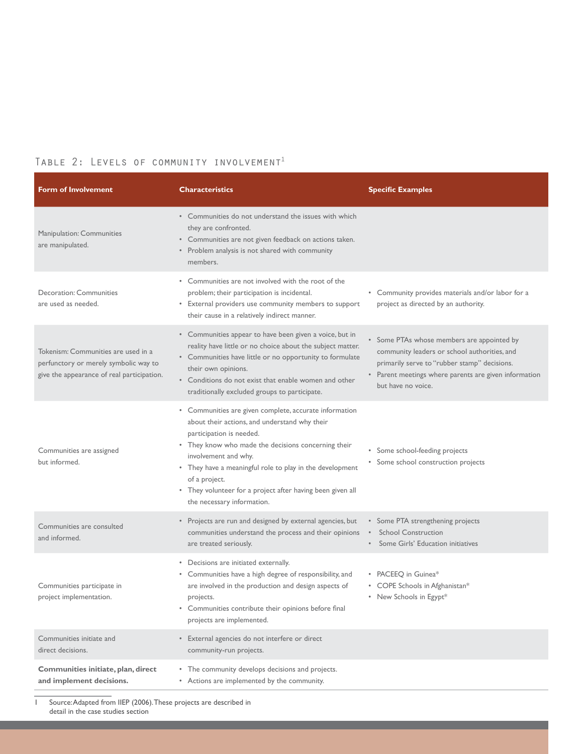### Table 2: Levels of community involvement[1]

| Form of Involvement | Characteristics | Specific Examples |
|---|---|---|
| Manipulation: Communities are manipulated. | • Communities do not understand the issues with which they are confronted.<br>• Communities are not given feedback on actions taken.<br>• Problem analysis is not shared with community members. | |
| Decoration: Communities are used as needed. | • Communities are not involved with the root of the problem; their participation is incidental.<br>• External providers use community members to support their cause in a relatively indirect manner. | • Community provides materials and/or labor for a project as directed by an authority. |
| Tokenism: Communities are used in a perfunctory or merely symbolic way to give the appearance of real participation. | • Communities appear to have been given a voice, but in reality have little or no choice about the subject matter.<br>• Communities have little or no opportunity to formulate their own opinions.<br>• Conditions do not exist that enable women and other traditionally excluded groups to participate. | • Some PTAs whose members are appointed by community leaders or school authorities, and primarily serve to "rubber stamp" decisions.<br>• Parent meetings where parents are given information but have no voice. |
| Communities are assigned but informed. | • Communities are given complete, accurate information about their actions, and understand why their participation is needed.<br>• They know who made the decisions concerning their involvement and why.<br>• They have a meaningful role to play in the development of a project.<br>• They volunteer for a project after having been given all the necessary information. | • Some school-feeding projects<br>• Some school construction projects |
| Communities are consulted and informed. | • Projects are run and designed by external agencies, but communities understand the process and their opinions are treated seriously. | • Some PTA strengthening projects<br>• School Construction<br>• Some Girls' Education initiatives |
| Communities participate in project implementation. | • Decisions are initiated externally.<br>• Communities have a high degree of responsibility, and are involved in the production and design aspects of projects.<br>• Communities contribute their opinions before final projects are implemented. | • PACEEQ in Guinea*<br>• COPE Schools in Afghanistan*<br>• New Schools in Egypt* |
| Communities initiate and direct decisions. | • External agencies do not interfere or direct community-run projects. | |
| **Communities initiate, plan, direct and implement decisions.** | • The community develops decisions and projects.<br>• Actions are implemented by the community. | |

1 Source: Adapted from IIEP (2006). These projects are described in detail in the case studies section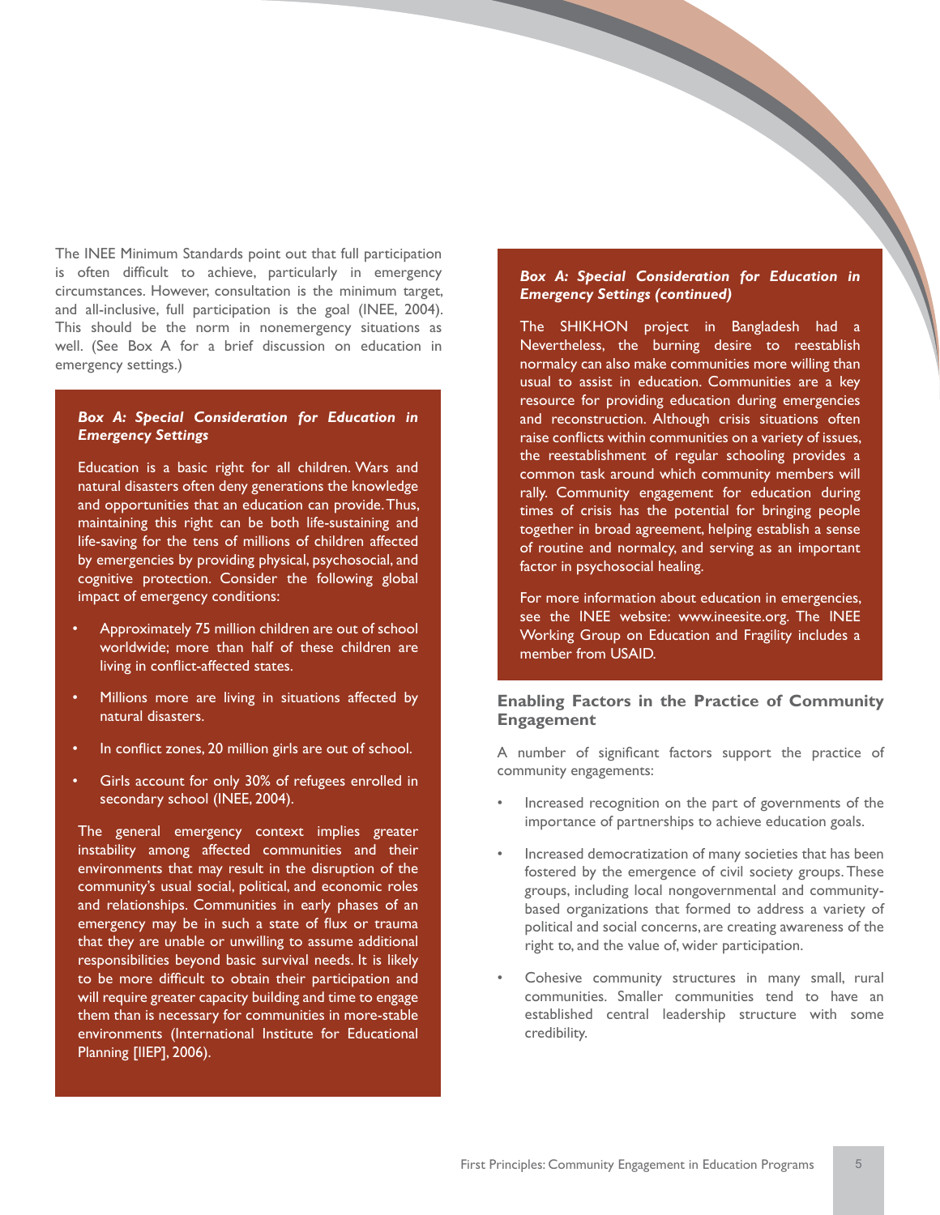The INEE Minimum Standards point out that full participation is often difficult to achieve, particularly in emergency circumstances. However, consultation is the minimum target, and all-inclusive, full participation is the goal (INEE, 2004). This should be the norm in nonemergency situations as well. (See Box A for a brief discussion on education in emergency settings.)

***Box A: Special Consideration for Education in Emergency Settings***

Education is a basic right for all children. Wars and natural disasters often deny generations the knowledge and opportunities that an education can provide. Thus, maintaining this right can be both life-sustaining and life-saving for the tens of millions of children affected by emergencies by providing physical, psychosocial, and cognitive protection. Consider the following global impact of emergency conditions:

- Approximately 75 million children are out of school worldwide; more than half of these children are living in conflict-affected states.
- Millions more are living in situations affected by natural disasters.
- In conflict zones, 20 million girls are out of school.
- Girls account for only 30% of refugees enrolled in secondary school (INEE, 2004).

The general emergency context implies greater instability among affected communities and their environments that may result in the disruption of the community's usual social, political, and economic roles and relationships. Communities in early phases of an emergency may be in such a state of flux or trauma that they are unable or unwilling to assume additional responsibilities beyond basic survival needs. It is likely to be more difficult to obtain their participation and will require greater capacity building and time to engage them than is necessary for communities in more-stable environments (International Institute for Educational Planning [IIEP], 2006).

***Box A: Special Consideration for Education in Emergency Settings (continued)***

The SHIKHON project in Bangladesh had a Nevertheless, the burning desire to reestablish normalcy can also make communities more willing than usual to assist in education. Communities are a key resource for providing education during emergencies and reconstruction. Although crisis situations often raise conflicts within communities on a variety of issues, the reestablishment of regular schooling provides a common task around which community members will rally. Community engagement for education during times of crisis has the potential for bringing people together in broad agreement, helping establish a sense of routine and normalcy, and serving as an important factor in psychosocial healing.

For more information about education in emergencies, see the INEE website: www.ineesite.org. The INEE Working Group on Education and Fragility includes a member from USAID.

## Enabling Factors in the Practice of Community Engagement

A number of significant factors support the practice of community engagements:

- Increased recognition on the part of governments of the importance of partnerships to achieve education goals.
- Increased democratization of many societies that has been fostered by the emergence of civil society groups. These groups, including local nongovernmental and community-based organizations that formed to address a variety of political and social concerns, are creating awareness of the right to, and the value of, wider participation.
- Cohesive community structures in many small, rural communities. Smaller communities tend to have an established central leadership structure with some credibility.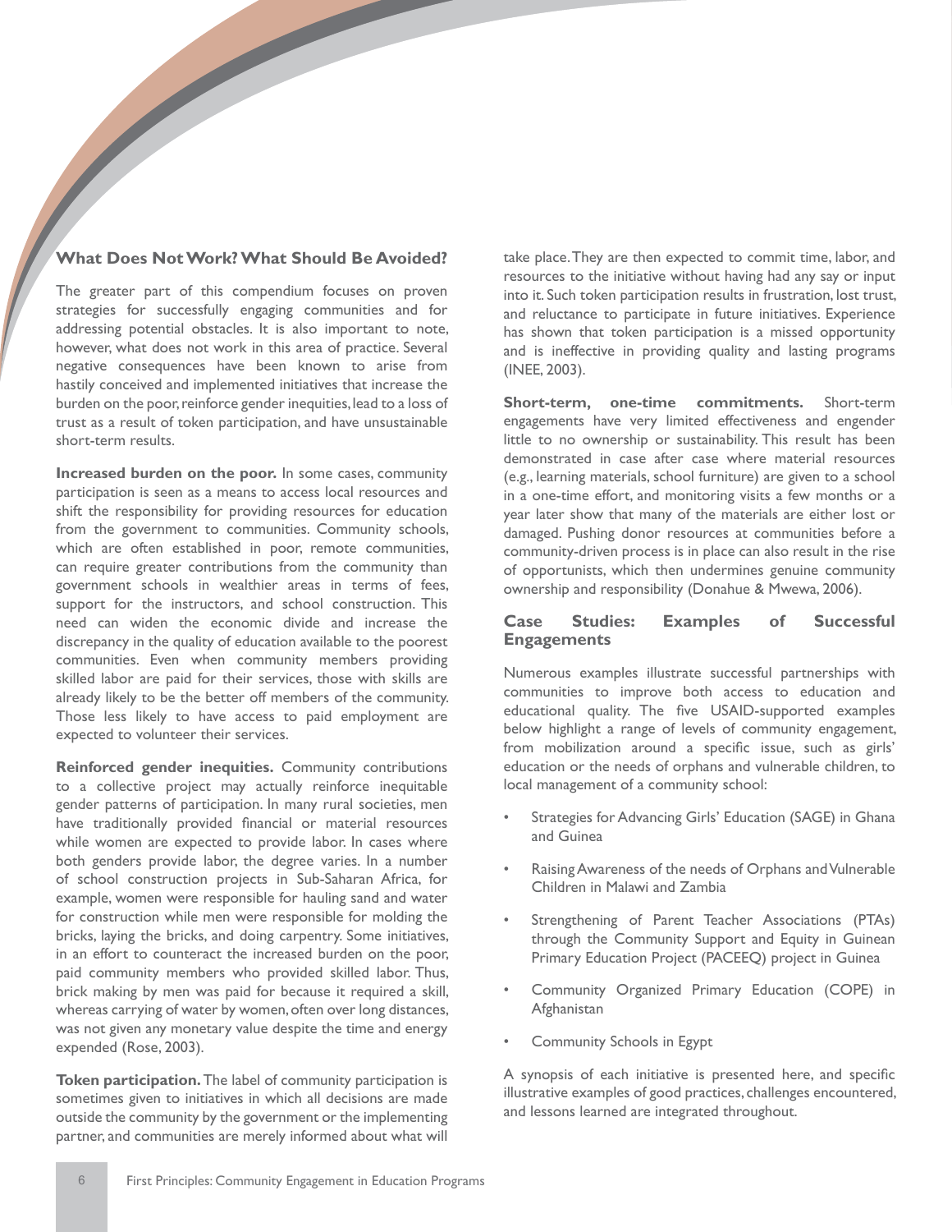## What Does Not Work? What Should Be Avoided?

The greater part of this compendium focuses on proven strategies for successfully engaging communities and for addressing potential obstacles. It is also important to note, however, what does not work in this area of practice. Several negative consequences have been known to arise from hastily conceived and implemented initiatives that increase the burden on the poor, reinforce gender inequities, lead to a loss of trust as a result of token participation, and have unsustainable short-term results.

**Increased burden on the poor.** In some cases, community participation is seen as a means to access local resources and shift the responsibility for providing resources for education from the government to communities. Community schools, which are often established in poor, remote communities, can require greater contributions from the community than government schools in wealthier areas in terms of fees, support for the instructors, and school construction. This need can widen the economic divide and increase the discrepancy in the quality of education available to the poorest communities. Even when community members providing skilled labor are paid for their services, those with skills are already likely to be the better off members of the community. Those less likely to have access to paid employment are expected to volunteer their services.

**Reinforced gender inequities.** Community contributions to a collective project may actually reinforce inequitable gender patterns of participation. In many rural societies, men have traditionally provided financial or material resources while women are expected to provide labor. In cases where both genders provide labor, the degree varies. In a number of school construction projects in Sub-Saharan Africa, for example, women were responsible for hauling sand and water for construction while men were responsible for molding the bricks, laying the bricks, and doing carpentry. Some initiatives, in an effort to counteract the increased burden on the poor, paid community members who provided skilled labor. Thus, brick making by men was paid for because it required a skill, whereas carrying of water by women, often over long distances, was not given any monetary value despite the time and energy expended (Rose, 2003).

**Token participation.** The label of community participation is sometimes given to initiatives in which all decisions are made outside the community by the government or the implementing partner, and communities are merely informed about what will take place. They are then expected to commit time, labor, and resources to the initiative without having had any say or input into it. Such token participation results in frustration, lost trust, and reluctance to participate in future initiatives. Experience has shown that token participation is a missed opportunity and is ineffective in providing quality and lasting programs (INEE, 2003).

**Short-term, one-time commitments.** Short-term engagements have very limited effectiveness and engender little to no ownership or sustainability. This result has been demonstrated in case after case where material resources (e.g., learning materials, school furniture) are given to a school in a one-time effort, and monitoring visits a few months or a year later show that many of the materials are either lost or damaged. Pushing donor resources at communities before a community-driven process is in place can also result in the rise of opportunists, which then undermines genuine community ownership and responsibility (Donahue & Mwewa, 2006).

## Case Studies: Examples of Successful Engagements

Numerous examples illustrate successful partnerships with communities to improve both access to education and educational quality. The five USAID-supported examples below highlight a range of levels of community engagement, from mobilization around a specific issue, such as girls' education or the needs of orphans and vulnerable children, to local management of a community school:

- Strategies for Advancing Girls' Education (SAGE) in Ghana and Guinea
- Raising Awareness of the needs of Orphans and Vulnerable Children in Malawi and Zambia
- Strengthening of Parent Teacher Associations (PTAs) through the Community Support and Equity in Guinean Primary Education Project (PACEEQ) project in Guinea
- Community Organized Primary Education (COPE) in Afghanistan
- Community Schools in Egypt

A synopsis of each initiative is presented here, and specific illustrative examples of good practices, challenges encountered, and lessons learned are integrated throughout.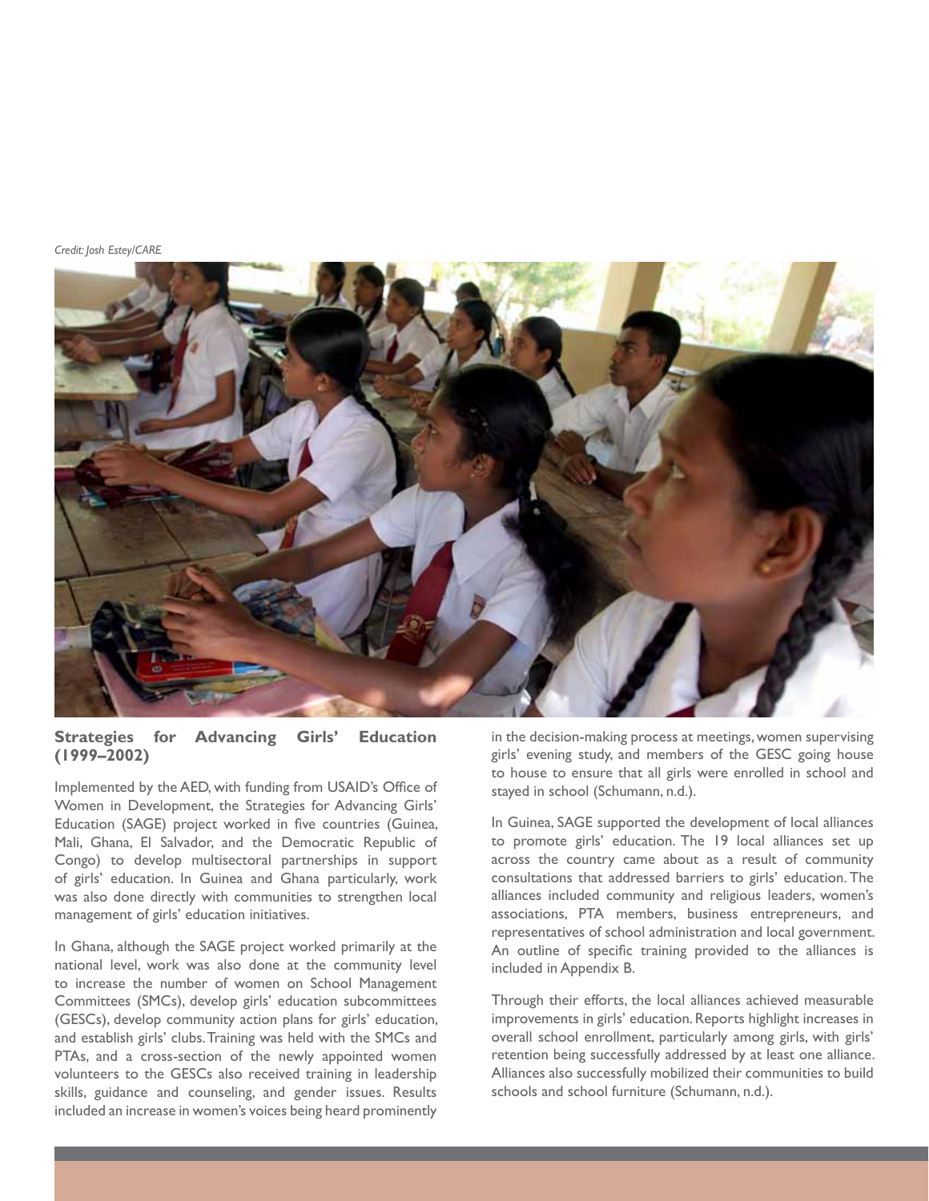*Credit: Josh Estey/CARE*

## Strategies for Advancing Girls' Education (1999–2002)

Implemented by the AED, with funding from USAID's Office of Women in Development, the Strategies for Advancing Girls' Education (SAGE) project worked in five countries (Guinea, Mali, Ghana, El Salvador, and the Democratic Republic of Congo) to develop multisectoral partnerships in support of girls' education. In Guinea and Ghana particularly, work was also done directly with communities to strengthen local management of girls' education initiatives.

In Ghana, although the SAGE project worked primarily at the national level, work was also done at the community level to increase the number of women on School Management Committees (SMCs), develop girls' education subcommittees (GESCs), develop community action plans for girls' education, and establish girls' clubs. Training was held with the SMCs and PTAs, and a cross-section of the newly appointed women volunteers to the GESCs also received training in leadership skills, guidance and counseling, and gender issues. Results included an increase in women's voices being heard prominently in the decision-making process at meetings, women supervising girls' evening study, and members of the GESC going house to house to ensure that all girls were enrolled in school and stayed in school (Schumann, n.d.).

In Guinea, SAGE supported the development of local alliances to promote girls' education. The 19 local alliances set up across the country came about as a result of community consultations that addressed barriers to girls' education. The alliances included community and religious leaders, women's associations, PTA members, business entrepreneurs, and representatives of school administration and local government. An outline of specific training provided to the alliances is included in Appendix B.

Through their efforts, the local alliances achieved measurable improvements in girls' education. Reports highlight increases in overall school enrollment, particularly among girls, with girls' retention being successfully addressed by at least one alliance. Alliances also successfully mobilized their communities to build schools and school furniture (Schumann, n.d.).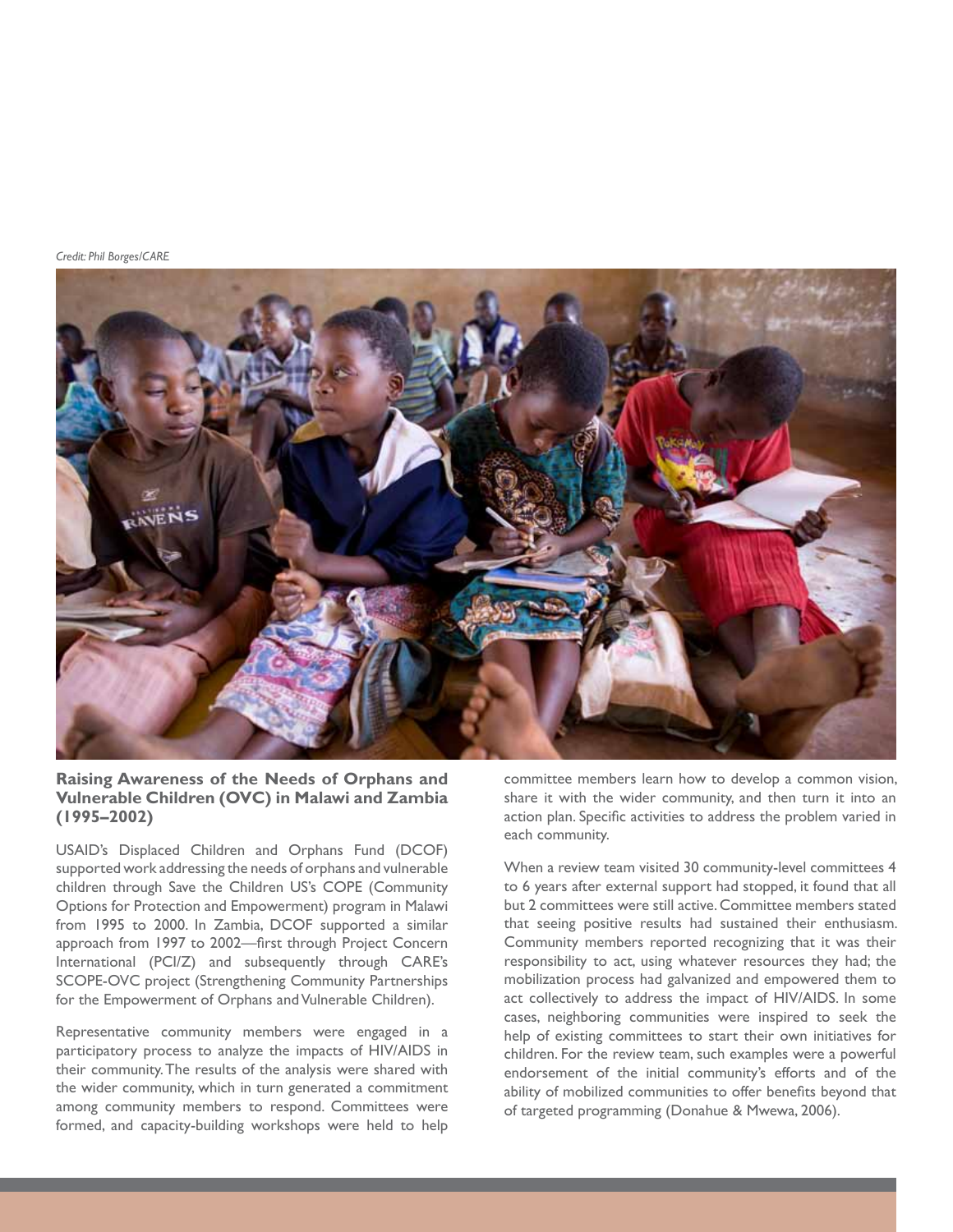*Credit: Phil Borges/CARE*

### Raising Awareness of the Needs of Orphans and Vulnerable Children (OVC) in Malawi and Zambia (1995–2002)

USAID's Displaced Children and Orphans Fund (DCOF) supported work addressing the needs of orphans and vulnerable children through Save the Children US's COPE (Community Options for Protection and Empowerment) program in Malawi from 1995 to 2000. In Zambia, DCOF supported a similar approach from 1997 to 2002—first through Project Concern International (PCI/Z) and subsequently through CARE's SCOPE-OVC project (Strengthening Community Partnerships for the Empowerment of Orphans and Vulnerable Children).

Representative community members were engaged in a participatory process to analyze the impacts of HIV/AIDS in their community. The results of the analysis were shared with the wider community, which in turn generated a commitment among community members to respond. Committees were formed, and capacity-building workshops were held to help committee members learn how to develop a common vision, share it with the wider community, and then turn it into an action plan. Specific activities to address the problem varied in each community.

When a review team visited 30 community-level committees 4 to 6 years after external support had stopped, it found that all but 2 committees were still active. Committee members stated that seeing positive results had sustained their enthusiasm. Community members reported recognizing that it was their responsibility to act, using whatever resources they had; the mobilization process had galvanized and empowered them to act collectively to address the impact of HIV/AIDS. In some cases, neighboring communities were inspired to seek the help of existing committees to start their own initiatives for children. For the review team, such examples were a powerful endorsement of the initial community's efforts and of the ability of mobilized communities to offer benefits beyond that of targeted programming (Donahue & Mwewa, 2006).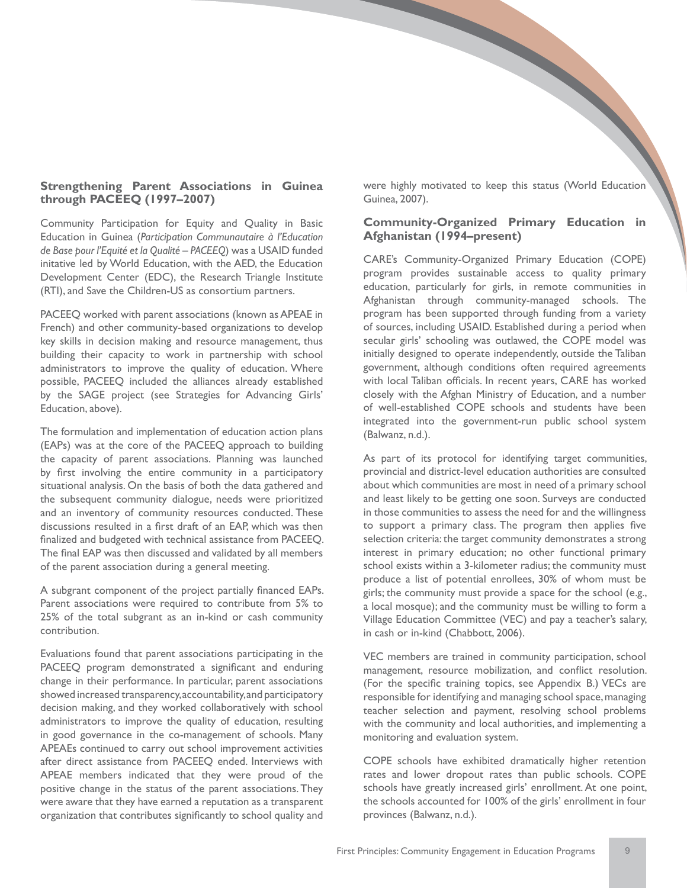### Strengthening Parent Associations in Guinea through PACEEQ (1997–2007)

Community Participation for Equity and Quality in Basic Education in Guinea (*Participation Communautaire à l'Education de Base pour l'Equité et la Qualité – PACEEQ*) was a USAID funded initative led by World Education, with the AED, the Education Development Center (EDC), the Research Triangle Institute (RTI), and Save the Children-US as consortium partners.

PACEEQ worked with parent associations (known as APEAE in French) and other community-based organizations to develop key skills in decision making and resource management, thus building their capacity to work in partnership with school administrators to improve the quality of education. Where possible, PACEEQ included the alliances already established by the SAGE project (see Strategies for Advancing Girls' Education, above).

The formulation and implementation of education action plans (EAPs) was at the core of the PACEEQ approach to building the capacity of parent associations. Planning was launched by first involving the entire community in a participatory situational analysis. On the basis of both the data gathered and the subsequent community dialogue, needs were prioritized and an inventory of community resources conducted. These discussions resulted in a first draft of an EAP, which was then finalized and budgeted with technical assistance from PACEEQ. The final EAP was then discussed and validated by all members of the parent association during a general meeting.

A subgrant component of the project partially financed EAPs. Parent associations were required to contribute from 5% to 25% of the total subgrant as an in-kind or cash community contribution.

Evaluations found that parent associations participating in the PACEEQ program demonstrated a significant and enduring change in their performance. In particular, parent associations showed increased transparency, accountability, and participatory decision making, and they worked collaboratively with school administrators to improve the quality of education, resulting in good governance in the co-management of schools. Many APEAEs continued to carry out school improvement activities after direct assistance from PACEEQ ended. Interviews with APEAE members indicated that they were proud of the positive change in the status of the parent associations. They were aware that they have earned a reputation as a transparent organization that contributes significantly to school quality and were highly motivated to keep this status (World Education Guinea, 2007).

### Community-Organized Primary Education in Afghanistan (1994–present)

CARE's Community-Organized Primary Education (COPE) program provides sustainable access to quality primary education, particularly for girls, in remote communities in Afghanistan through community-managed schools. The program has been supported through funding from a variety of sources, including USAID. Established during a period when secular girls' schooling was outlawed, the COPE model was initially designed to operate independently, outside the Taliban government, although conditions often required agreements with local Taliban officials. In recent years, CARE has worked closely with the Afghan Ministry of Education, and a number of well-established COPE schools and students have been integrated into the government-run public school system (Balwanz, n.d.).

As part of its protocol for identifying target communities, provincial and district-level education authorities are consulted about which communities are most in need of a primary school and least likely to be getting one soon. Surveys are conducted in those communities to assess the need for and the willingness to support a primary class. The program then applies five selection criteria: the target community demonstrates a strong interest in primary education; no other functional primary school exists within a 3-kilometer radius; the community must produce a list of potential enrollees, 30% of whom must be girls; the community must provide a space for the school (e.g., a local mosque); and the community must be willing to form a Village Education Committee (VEC) and pay a teacher's salary, in cash or in-kind (Chabbott, 2006).

VEC members are trained in community participation, school management, resource mobilization, and conflict resolution. (For the specific training topics, see Appendix B.) VECs are responsible for identifying and managing school space, managing teacher selection and payment, resolving school problems with the community and local authorities, and implementing a monitoring and evaluation system.

COPE schools have exhibited dramatically higher retention rates and lower dropout rates than public schools. COPE schools have greatly increased girls' enrollment. At one point, the schools accounted for 100% of the girls' enrollment in four provinces (Balwanz, n.d.).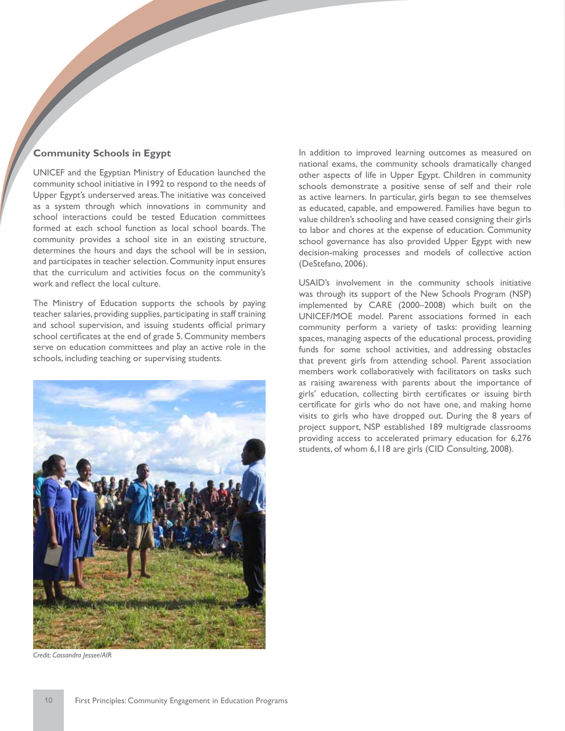### Community Schools in Egypt

UNICEF and the Egyptian Ministry of Education launched the community school initiative in 1992 to respond to the needs of Upper Egypt's underserved areas. The initiative was conceived as a system through which innovations in community and school interactions could be tested Education committees formed at each school function as local school boards. The community provides a school site in an existing structure, determines the hours and days the school will be in session, and participates in teacher selection. Community input ensures that the curriculum and activities focus on the community's work and reflect the local culture.

The Ministry of Education supports the schools by paying teacher salaries, providing supplies, participating in staff training and school supervision, and issuing students official primary school certificates at the end of grade 5. Community members serve on education committees and play an active role in the schools, including teaching or supervising students.

*Credit: Cassandra Jessee/AIR*

In addition to improved learning outcomes as measured on national exams, the community schools dramatically changed other aspects of life in Upper Egypt. Children in community schools demonstrate a positive sense of self and their role as active learners. In particular, girls began to see themselves as educated, capable, and empowered. Families have begun to value children's schooling and have ceased consigning their girls to labor and chores at the expense of education. Community school governance has also provided Upper Egypt with new decision-making processes and models of collective action (DeStefano, 2006).

USAID's involvement in the community schools initiative was through its support of the New Schools Program (NSP) implemented by CARE (2000–2008) which built on the UNICEF/MOE model. Parent associations formed in each community perform a variety of tasks: providing learning spaces, managing aspects of the educational process, providing funds for some school activities, and addressing obstacles that prevent girls from attending school. Parent association members work collaboratively with facilitators on tasks such as raising awareness with parents about the importance of girls' education, collecting birth certificates or issuing birth certificate for girls who do not have one, and making home visits to girls who have dropped out. During the 8 years of project support, NSP established 189 multigrade classrooms providing access to accelerated primary education for 6,276 students, of whom 6,118 are girls (CID Consulting, 2008).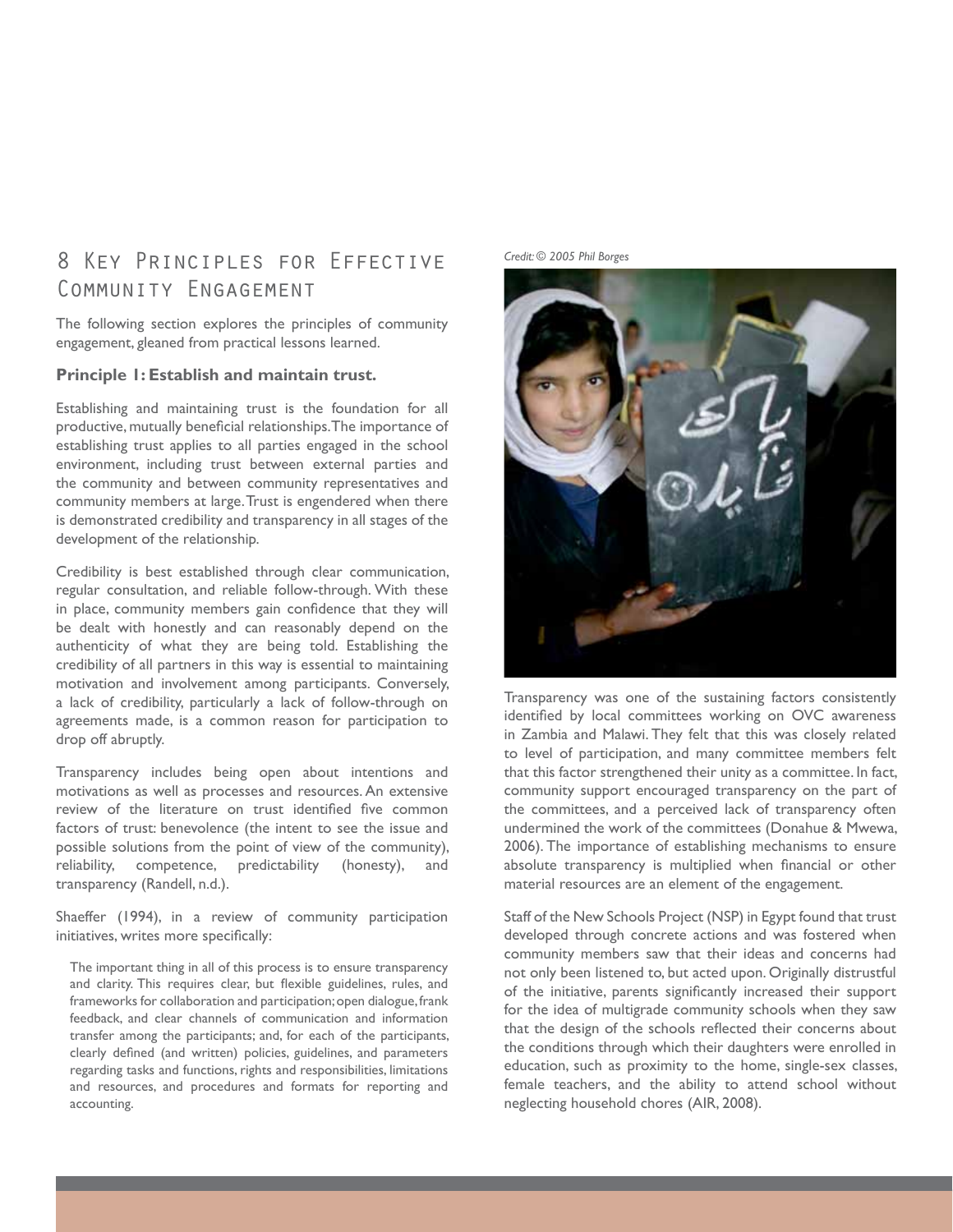# 8 Key Principles for Effective Community Engagement

The following section explores the principles of community engagement, gleaned from practical lessons learned.

### Principle 1: Establish and maintain trust.

Establishing and maintaining trust is the foundation for all productive, mutually beneficial relationships. The importance of establishing trust applies to all parties engaged in the school environment, including trust between external parties and the community and between community representatives and community members at large. Trust is engendered when there is demonstrated credibility and transparency in all stages of the development of the relationship.

Credibility is best established through clear communication, regular consultation, and reliable follow-through. With these in place, community members gain confidence that they will be dealt with honestly and can reasonably depend on the authenticity of what they are being told. Establishing the credibility of all partners in this way is essential to maintaining motivation and involvement among participants. Conversely, a lack of credibility, particularly a lack of follow-through on agreements made, is a common reason for participation to drop off abruptly.

Transparency includes being open about intentions and motivations as well as processes and resources. An extensive review of the literature on trust identified five common factors of trust: benevolence (the intent to see the issue and possible solutions from the point of view of the community), reliability, competence, predictability (honesty), and transparency (Randell, n.d.).

Shaeffer (1994), in a review of community participation initiatives, writes more specifically:

> The important thing in all of this process is to ensure transparency and clarity. This requires clear, but flexible guidelines, rules, and frameworks for collaboration and participation; open dialogue, frank feedback, and clear channels of communication and information transfer among the participants; and, for each of the participants, clearly defined (and written) policies, guidelines, and parameters regarding tasks and functions, rights and responsibilities, limitations and resources, and procedures and formats for reporting and accounting.

*Credit: © 2005 Phil Borges*

Transparency was one of the sustaining factors consistently identified by local committees working on OVC awareness in Zambia and Malawi. They felt that this was closely related to level of participation, and many committee members felt that this factor strengthened their unity as a committee. In fact, community support encouraged transparency on the part of the committees, and a perceived lack of transparency often undermined the work of the committees (Donahue & Mwewa, 2006). The importance of establishing mechanisms to ensure absolute transparency is multiplied when financial or other material resources are an element of the engagement.

Staff of the New Schools Project (NSP) in Egypt found that trust developed through concrete actions and was fostered when community members saw that their ideas and concerns had not only been listened to, but acted upon. Originally distrustful of the initiative, parents significantly increased their support for the idea of multigrade community schools when they saw that the design of the schools reflected their concerns about the conditions through which their daughters were enrolled in education, such as proximity to the home, single-sex classes, female teachers, and the ability to attend school without neglecting household chores (AIR, 2008).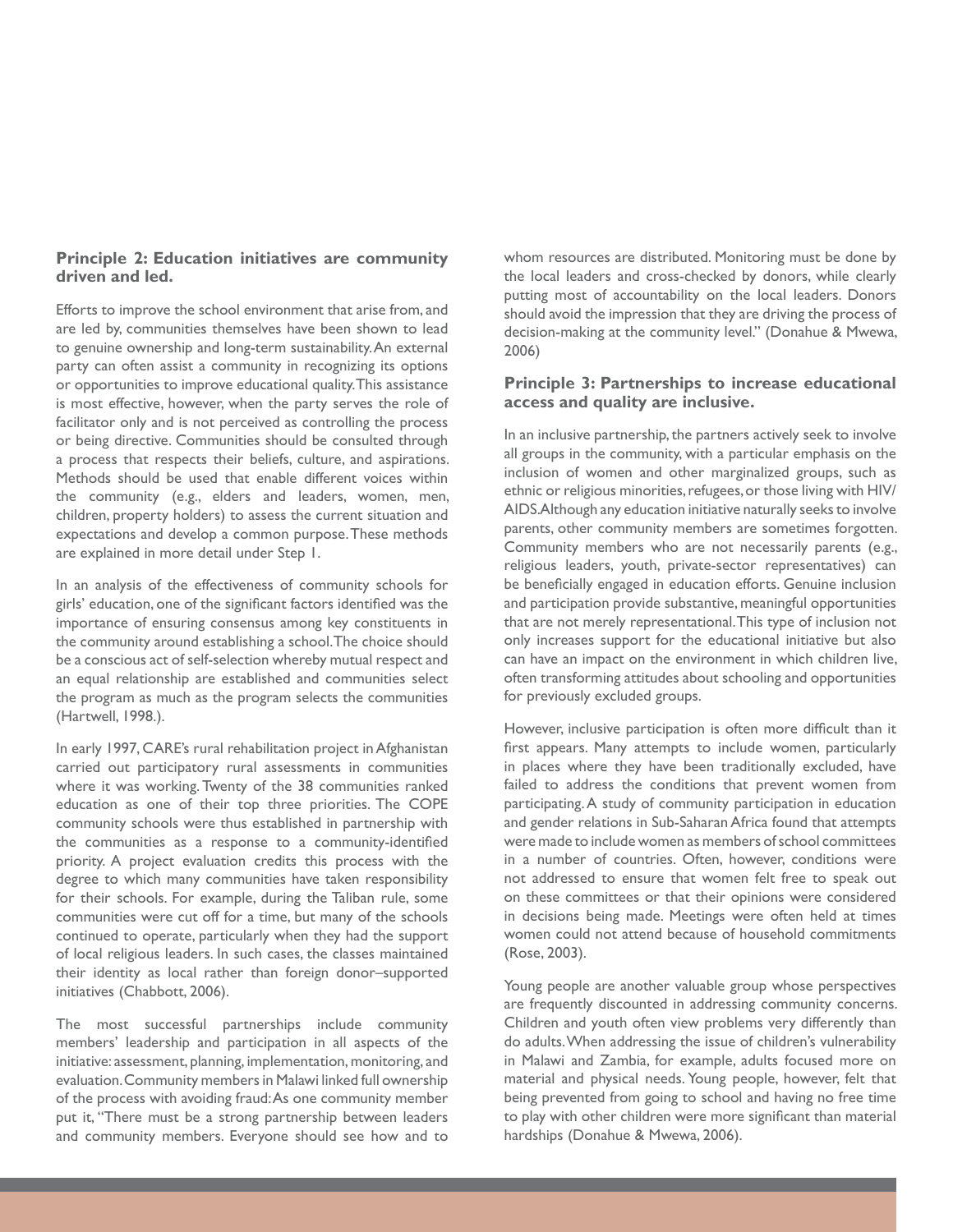### Principle 2: Education initiatives are community driven and led.

Efforts to improve the school environment that arise from, and are led by, communities themselves have been shown to lead to genuine ownership and long-term sustainability. An external party can often assist a community in recognizing its options or opportunities to improve educational quality. This assistance is most effective, however, when the party serves the role of facilitator only and is not perceived as controlling the process or being directive. Communities should be consulted through a process that respects their beliefs, culture, and aspirations. Methods should be used that enable different voices within the community (e.g., elders and leaders, women, men, children, property holders) to assess the current situation and expectations and develop a common purpose. These methods are explained in more detail under Step 1.

In an analysis of the effectiveness of community schools for girls' education, one of the significant factors identified was the importance of ensuring consensus among key constituents in the community around establishing a school. The choice should be a conscious act of self-selection whereby mutual respect and an equal relationship are established and communities select the program as much as the program selects the communities (Hartwell, 1998.).

In early 1997, CARE's rural rehabilitation project in Afghanistan carried out participatory rural assessments in communities where it was working. Twenty of the 38 communities ranked education as one of their top three priorities. The COPE community schools were thus established in partnership with the communities as a response to a community-identified priority. A project evaluation credits this process with the degree to which many communities have taken responsibility for their schools. For example, during the Taliban rule, some communities were cut off for a time, but many of the schools continued to operate, particularly when they had the support of local religious leaders. In such cases, the classes maintained their identity as local rather than foreign donor–supported initiatives (Chabbott, 2006).

The most successful partnerships include community members' leadership and participation in all aspects of the initiative: assessment, planning, implementation, monitoring, and evaluation. Community members in Malawi linked full ownership of the process with avoiding fraud: As one community member put it, "There must be a strong partnership between leaders and community members. Everyone should see how and to whom resources are distributed. Monitoring must be done by the local leaders and cross-checked by donors, while clearly putting most of accountability on the local leaders. Donors should avoid the impression that they are driving the process of decision-making at the community level." (Donahue & Mwewa, 2006)

### Principle 3: Partnerships to increase educational access and quality are inclusive.

In an inclusive partnership, the partners actively seek to involve all groups in the community, with a particular emphasis on the inclusion of women and other marginalized groups, such as ethnic or religious minorities, refugees, or those living with HIV/AIDS. Although any education initiative naturally seeks to involve parents, other community members are sometimes forgotten. Community members who are not necessarily parents (e.g., religious leaders, youth, private-sector representatives) can be beneficially engaged in education efforts. Genuine inclusion and participation provide substantive, meaningful opportunities that are not merely representational. This type of inclusion not only increases support for the educational initiative but also can have an impact on the environment in which children live, often transforming attitudes about schooling and opportunities for previously excluded groups.

However, inclusive participation is often more difficult than it first appears. Many attempts to include women, particularly in places where they have been traditionally excluded, have failed to address the conditions that prevent women from participating. A study of community participation in education and gender relations in Sub-Saharan Africa found that attempts were made to include women as members of school committees in a number of countries. Often, however, conditions were not addressed to ensure that women felt free to speak out on these committees or that their opinions were considered in decisions being made. Meetings were often held at times women could not attend because of household commitments (Rose, 2003).

Young people are another valuable group whose perspectives are frequently discounted in addressing community concerns. Children and youth often view problems very differently than do adults. When addressing the issue of children's vulnerability in Malawi and Zambia, for example, adults focused more on material and physical needs. Young people, however, felt that being prevented from going to school and having no free time to play with other children were more significant than material hardships (Donahue & Mwewa, 2006).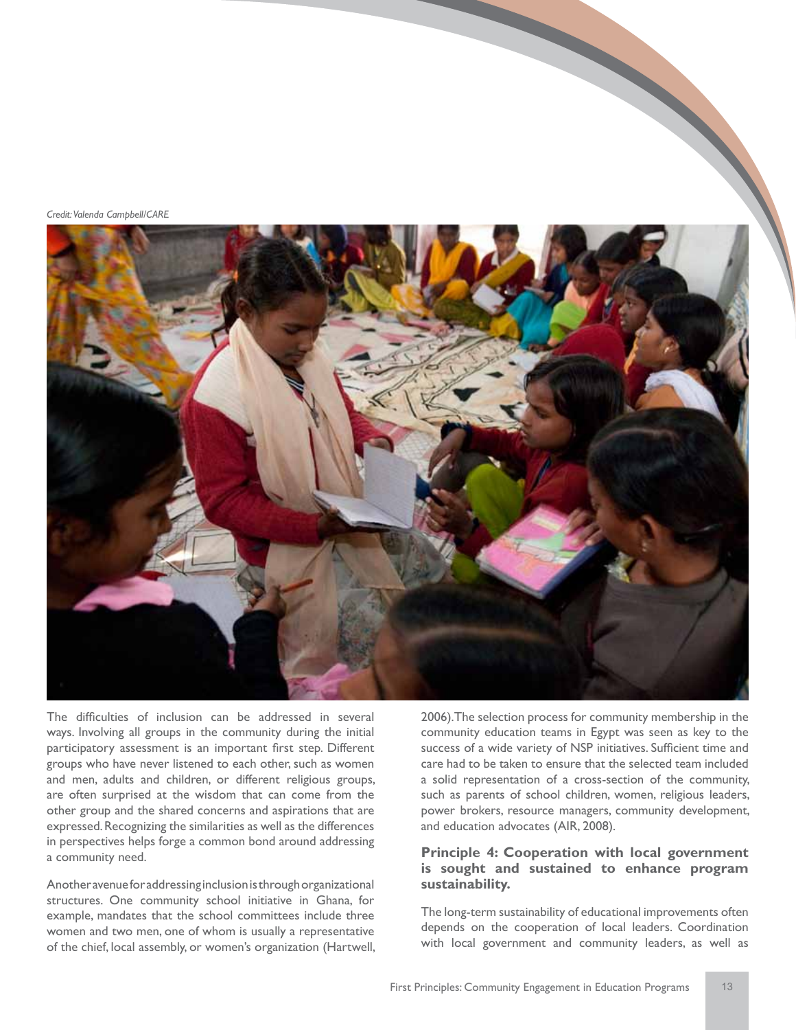*Credit: Valenda Campbell/CARE*

The difficulties of inclusion can be addressed in several ways. Involving all groups in the community during the initial participatory assessment is an important first step. Different groups who have never listened to each other, such as women and men, adults and children, or different religious groups, are often surprised at the wisdom that can come from the other group and the shared concerns and aspirations that are expressed. Recognizing the similarities as well as the differences in perspectives helps forge a common bond around addressing a community need.

Another avenue for addressing inclusion is through organizational structures. One community school initiative in Ghana, for example, mandates that the school committees include three women and two men, one of whom is usually a representative of the chief, local assembly, or women's organization (Hartwell, 2006). The selection process for community membership in the community education teams in Egypt was seen as key to the success of a wide variety of NSP initiatives. Sufficient time and care had to be taken to ensure that the selected team included a solid representation of a cross-section of the community, such as parents of school children, women, religious leaders, power brokers, resource managers, community development, and education advocates (AIR, 2008).

### Principle 4: Cooperation with local government is sought and sustained to enhance program sustainability.

The long-term sustainability of educational improvements often depends on the cooperation of local leaders. Coordination with local government and community leaders, as well as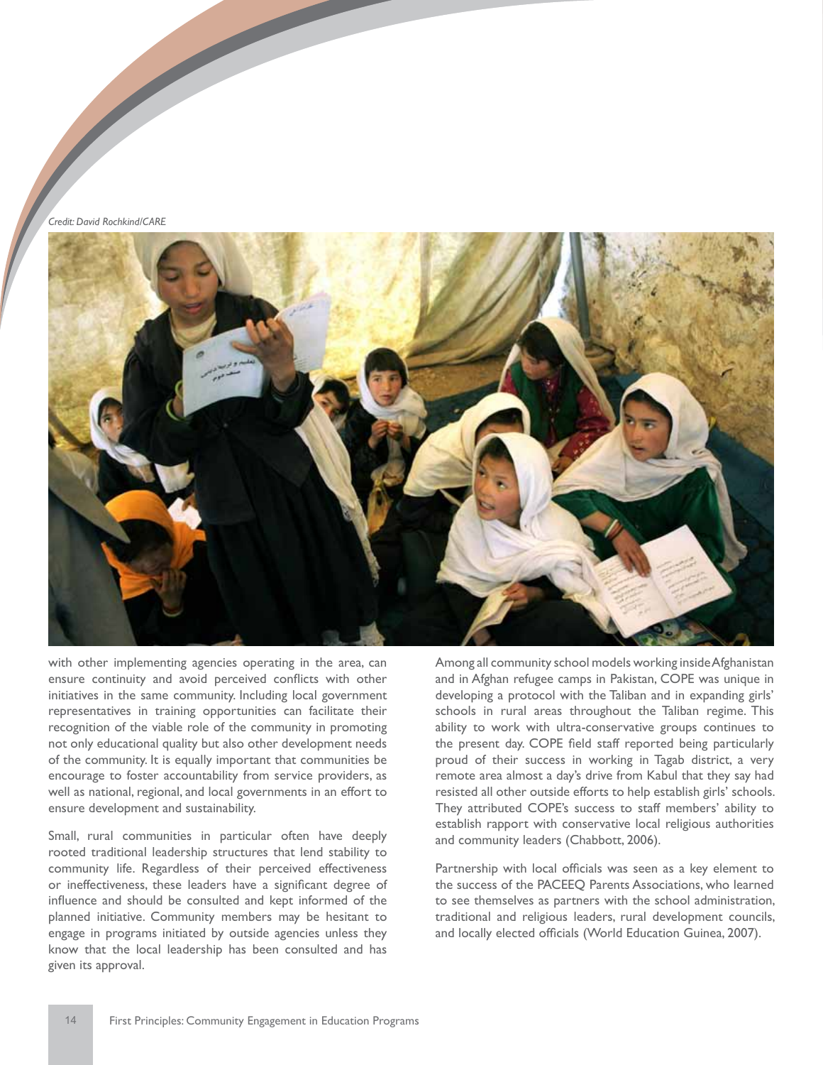Credit: David Rochkind/CARE

with other implementing agencies operating in the area, can ensure continuity and avoid perceived conflicts with other initiatives in the same community. Including local government representatives in training opportunities can facilitate their recognition of the viable role of the community in promoting not only educational quality but also other development needs of the community. It is equally important that communities be encourage to foster accountability from service providers, as well as national, regional, and local governments in an effort to ensure development and sustainability.

Small, rural communities in particular often have deeply rooted traditional leadership structures that lend stability to community life. Regardless of their perceived effectiveness or ineffectiveness, these leaders have a significant degree of influence and should be consulted and kept informed of the planned initiative. Community members may be hesitant to engage in programs initiated by outside agencies unless they know that the local leadership has been consulted and has given its approval.

Among all community school models working inside Afghanistan and in Afghan refugee camps in Pakistan, COPE was unique in developing a protocol with the Taliban and in expanding girls' schools in rural areas throughout the Taliban regime. This ability to work with ultra-conservative groups continues to the present day. COPE field staff reported being particularly proud of their success in working in Tagab district, a very remote area almost a day's drive from Kabul that they say had resisted all other outside efforts to help establish girls' schools. They attributed COPE's success to staff members' ability to establish rapport with conservative local religious authorities and community leaders (Chabbott, 2006).

Partnership with local officials was seen as a key element to the success of the PACEEQ Parents Associations, who learned to see themselves as partners with the school administration, traditional and religious leaders, rural development councils, and locally elected officials (World Education Guinea, 2007).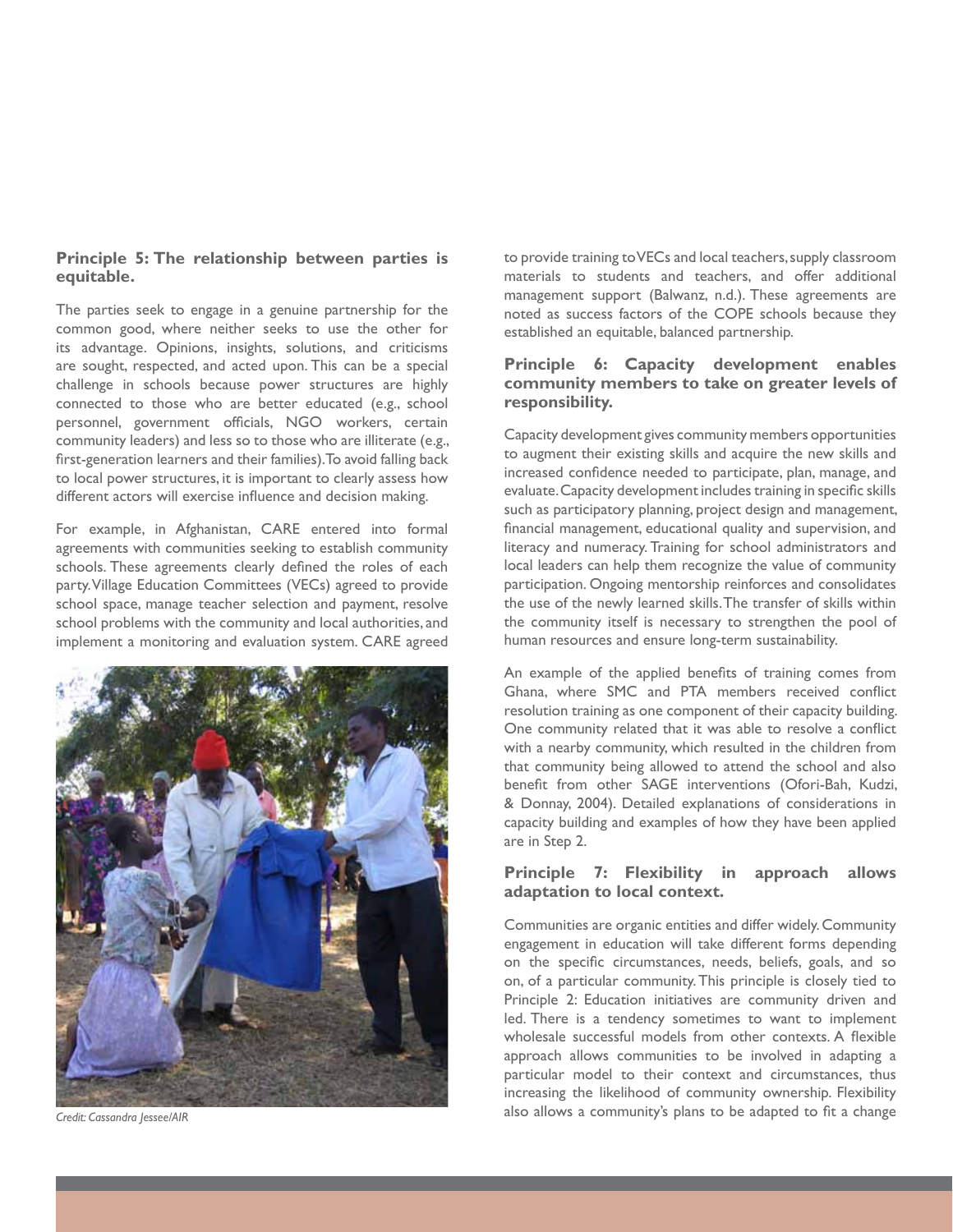### Principle 5: The relationship between parties is equitable.

The parties seek to engage in a genuine partnership for the common good, where neither seeks to use the other for its advantage. Opinions, insights, solutions, and criticisms are sought, respected, and acted upon. This can be a special challenge in schools because power structures are highly connected to those who are better educated (e.g., school personnel, government officials, NGO workers, certain community leaders) and less so to those who are illiterate (e.g., first-generation learners and their families). To avoid falling back to local power structures, it is important to clearly assess how different actors will exercise influence and decision making.

For example, in Afghanistan, CARE entered into formal agreements with communities seeking to establish community schools. These agreements clearly defined the roles of each party. Village Education Committees (VECs) agreed to provide school space, manage teacher selection and payment, resolve school problems with the community and local authorities, and implement a monitoring and evaluation system. CARE agreed to provide training to VECs and local teachers, supply classroom materials to students and teachers, and offer additional management support (Balwanz, n.d.). These agreements are noted as success factors of the COPE schools because they established an equitable, balanced partnership.

*Credit: Cassandra Jessee/AIR*

### Principle 6: Capacity development enables community members to take on greater levels of responsibility.

Capacity development gives community members opportunities to augment their existing skills and acquire the new skills and increased confidence needed to participate, plan, manage, and evaluate. Capacity development includes training in specific skills such as participatory planning, project design and management, financial management, educational quality and supervision, and literacy and numeracy. Training for school administrators and local leaders can help them recognize the value of community participation. Ongoing mentorship reinforces and consolidates the use of the newly learned skills. The transfer of skills within the community itself is necessary to strengthen the pool of human resources and ensure long-term sustainability.

An example of the applied benefits of training comes from Ghana, where SMC and PTA members received conflict resolution training as one component of their capacity building. One community related that it was able to resolve a conflict with a nearby community, which resulted in the children from that community being allowed to attend the school and also benefit from other SAGE interventions (Ofori-Bah, Kudzi, & Donnay, 2004). Detailed explanations of considerations in capacity building and examples of how they have been applied are in Step 2.

### Principle 7: Flexibility in approach allows adaptation to local context.

Communities are organic entities and differ widely. Community engagement in education will take different forms depending on the specific circumstances, needs, beliefs, goals, and so on, of a particular community. This principle is closely tied to Principle 2: Education initiatives are community driven and led. There is a tendency sometimes to want to implement wholesale successful models from other contexts. A flexible approach allows communities to be involved in adapting a particular model to their context and circumstances, thus increasing the likelihood of community ownership. Flexibility also allows a community's plans to be adapted to fit a change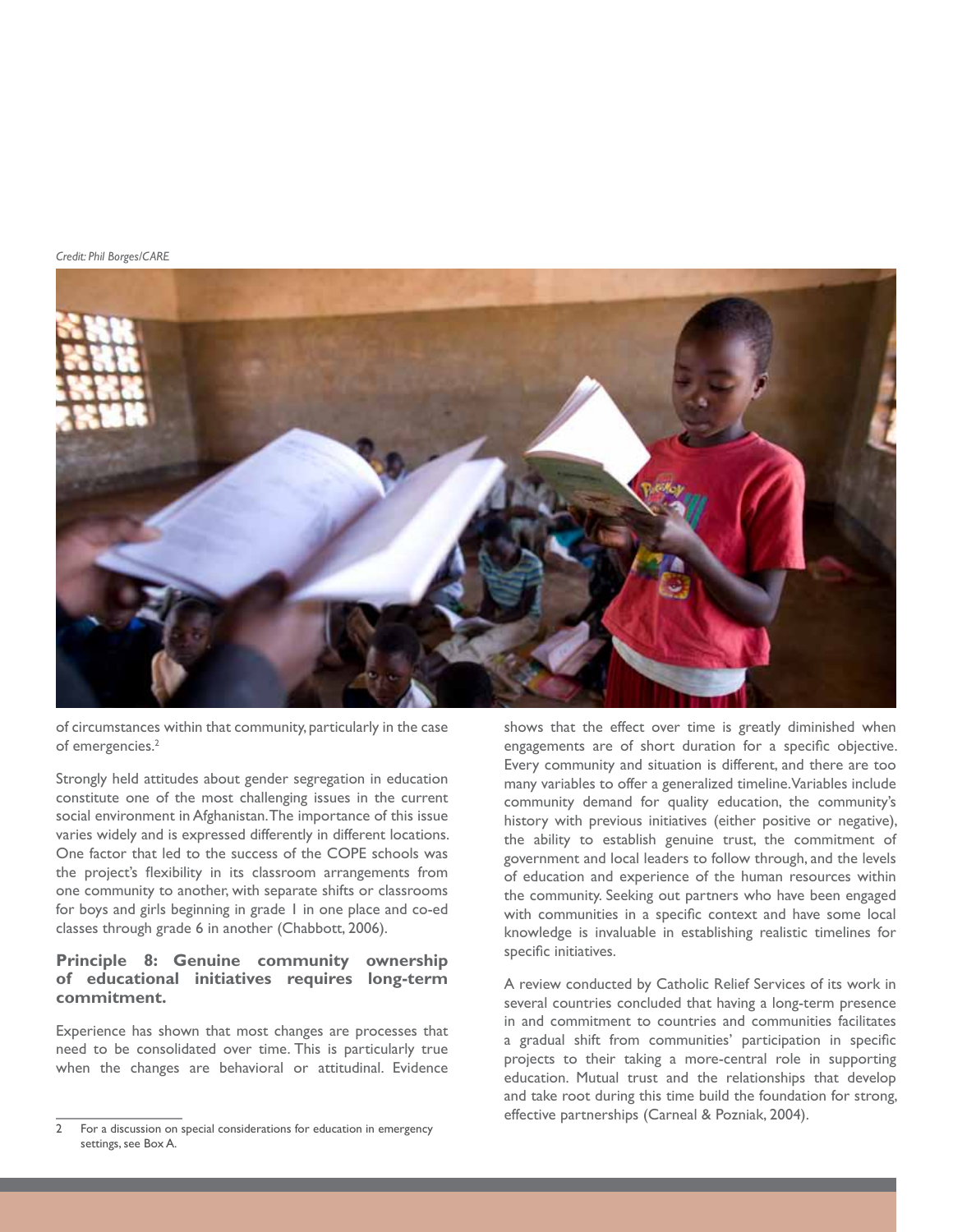Credit: Phil Borges/CARE

of circumstances within that community, particularly in the case of emergencies.[2]

Strongly held attitudes about gender segregation in education constitute one of the most challenging issues in the current social environment in Afghanistan. The importance of this issue varies widely and is expressed differently in different locations. One factor that led to the success of the COPE schools was the project's flexibility in its classroom arrangements from one community to another, with separate shifts or classrooms for boys and girls beginning in grade 1 in one place and co-ed classes through grade 6 in another (Chabbott, 2006).

### Principle 8: Genuine community ownership of educational initiatives requires long-term commitment.

Experience has shown that most changes are processes that need to be consolidated over time. This is particularly true when the changes are behavioral or attitudinal. Evidence shows that the effect over time is greatly diminished when engagements are of short duration for a specific objective. Every community and situation is different, and there are too many variables to offer a generalized timeline. Variables include community demand for quality education, the community's history with previous initiatives (either positive or negative), the ability to establish genuine trust, the commitment of government and local leaders to follow through, and the levels of education and experience of the human resources within the community. Seeking out partners who have been engaged with communities in a specific context and have some local knowledge is invaluable in establishing realistic timelines for specific initiatives.

A review conducted by Catholic Relief Services of its work in several countries concluded that having a long-term presence in and commitment to countries and communities facilitates a gradual shift from communities' participation in specific projects to their taking a more-central role in supporting education. Mutual trust and the relationships that develop and take root during this time build the foundation for strong, effective partnerships (Carneal & Pozniak, 2004).

---

2 For a discussion on special considerations for education in emergency settings, see Box A.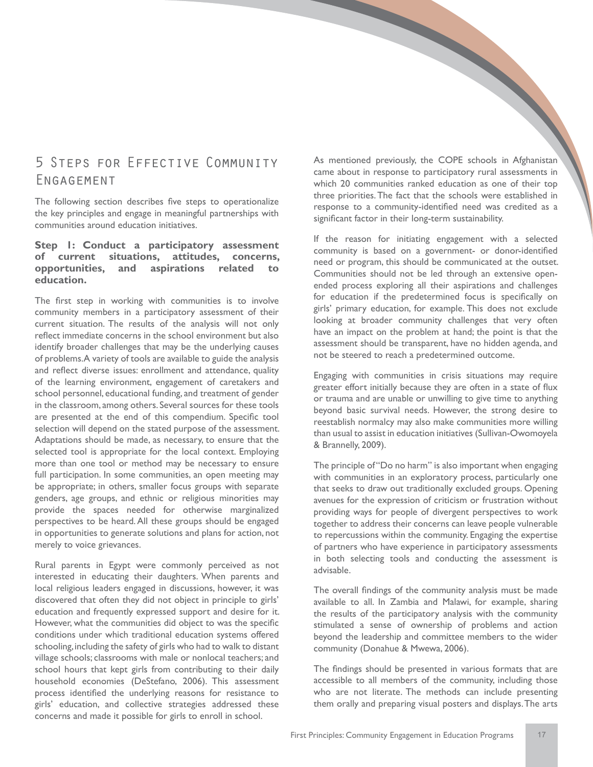## 5 Steps for Effective Community Engagement

The following section describes five steps to operationalize the key principles and engage in meaningful partnerships with communities around education initiatives.

### Step 1: Conduct a participatory assessment of current situations, attitudes, concerns, opportunities, and aspirations related to education.

The first step in working with communities is to involve community members in a participatory assessment of their current situation. The results of the analysis will not only reflect immediate concerns in the school environment but also identify broader challenges that may be the underlying causes of problems. A variety of tools are available to guide the analysis and reflect diverse issues: enrollment and attendance, quality of the learning environment, engagement of caretakers and school personnel, educational funding, and treatment of gender in the classroom, among others. Several sources for these tools are presented at the end of this compendium. Specific tool selection will depend on the stated purpose of the assessment. Adaptations should be made, as necessary, to ensure that the selected tool is appropriate for the local context. Employing more than one tool or method may be necessary to ensure full participation. In some communities, an open meeting may be appropriate; in others, smaller focus groups with separate genders, age groups, and ethnic or religious minorities may provide the spaces needed for otherwise marginalized perspectives to be heard. All these groups should be engaged in opportunities to generate solutions and plans for action, not merely to voice grievances.

Rural parents in Egypt were commonly perceived as not interested in educating their daughters. When parents and local religious leaders engaged in discussions, however, it was discovered that often they did not object in principle to girls' education and frequently expressed support and desire for it. However, what the communities did object to was the specific conditions under which traditional education systems offered schooling, including the safety of girls who had to walk to distant village schools; classrooms with male or nonlocal teachers; and school hours that kept girls from contributing to their daily household economies (DeStefano, 2006). This assessment process identified the underlying reasons for resistance to girls' education, and collective strategies addressed these concerns and made it possible for girls to enroll in school.

As mentioned previously, the COPE schools in Afghanistan came about in response to participatory rural assessments in which 20 communities ranked education as one of their top three priorities. The fact that the schools were established in response to a community-identified need was credited as a significant factor in their long-term sustainability.

If the reason for initiating engagement with a selected community is based on a government- or donor-identified need or program, this should be communicated at the outset. Communities should not be led through an extensive open-ended process exploring all their aspirations and challenges for education if the predetermined focus is specifically on girls' primary education, for example. This does not exclude looking at broader community challenges that very often have an impact on the problem at hand; the point is that the assessment should be transparent, have no hidden agenda, and not be steered to reach a predetermined outcome.

Engaging with communities in crisis situations may require greater effort initially because they are often in a state of flux or trauma and are unable or unwilling to give time to anything beyond basic survival needs. However, the strong desire to reestablish normalcy may also make communities more willing than usual to assist in education initiatives (Sullivan-Owomoyela & Brannelly, 2009).

The principle of "Do no harm" is also important when engaging with communities in an exploratory process, particularly one that seeks to draw out traditionally excluded groups. Opening avenues for the expression of criticism or frustration without providing ways for people of divergent perspectives to work together to address their concerns can leave people vulnerable to repercussions within the community. Engaging the expertise of partners who have experience in participatory assessments in both selecting tools and conducting the assessment is advisable.

The overall findings of the community analysis must be made available to all. In Zambia and Malawi, for example, sharing the results of the participatory analysis with the community stimulated a sense of ownership of problems and action beyond the leadership and committee members to the wider community (Donahue & Mwewa, 2006).

The findings should be presented in various formats that are accessible to all members of the community, including those who are not literate. The methods can include presenting them orally and preparing visual posters and displays. The arts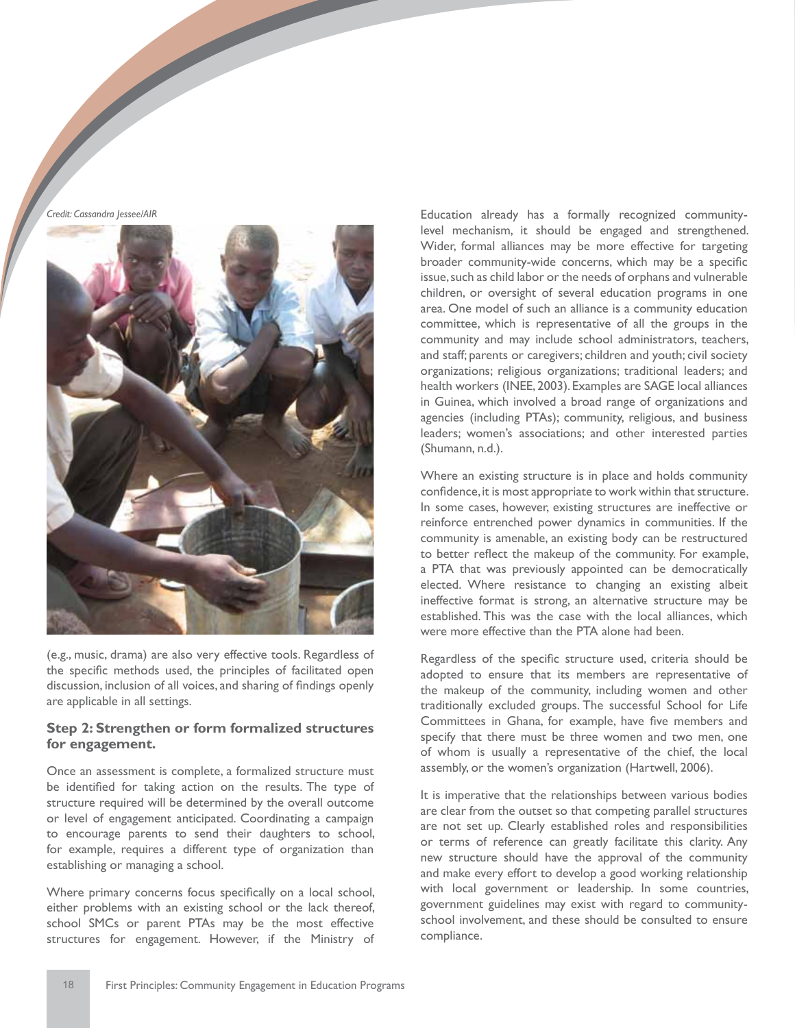Credit: Cassandra Jessee/AIR

(e.g., music, drama) are also very effective tools. Regardless of the specific methods used, the principles of facilitated open discussion, inclusion of all voices, and sharing of findings openly are applicable in all settings.

### Step 2: Strengthen or form formalized structures for engagement.

Once an assessment is complete, a formalized structure must be identified for taking action on the results. The type of structure required will be determined by the overall outcome or level of engagement anticipated. Coordinating a campaign to encourage parents to send their daughters to school, for example, requires a different type of organization than establishing or managing a school.

Where primary concerns focus specifically on a local school, either problems with an existing school or the lack thereof, school SMCs or parent PTAs may be the most effective structures for engagement. However, if the Ministry of Education already has a formally recognized community-level mechanism, it should be engaged and strengthened. Wider, formal alliances may be more effective for targeting broader community-wide concerns, which may be a specific issue, such as child labor or the needs of orphans and vulnerable children, or oversight of several education programs in one area. One model of such an alliance is a community education committee, which is representative of all the groups in the community and may include school administrators, teachers, and staff; parents or caregivers; children and youth; civil society organizations; religious organizations; traditional leaders; and health workers (INEE, 2003). Examples are SAGE local alliances in Guinea, which involved a broad range of organizations and agencies (including PTAs); community, religious, and business leaders; women's associations; and other interested parties (Shumann, n.d.).

Where an existing structure is in place and holds community confidence, it is most appropriate to work within that structure. In some cases, however, existing structures are ineffective or reinforce entrenched power dynamics in communities. If the community is amenable, an existing body can be restructured to better reflect the makeup of the community. For example, a PTA that was previously appointed can be democratically elected. Where resistance to changing an existing albeit ineffective format is strong, an alternative structure may be established. This was the case with the local alliances, which were more effective than the PTA alone had been.

Regardless of the specific structure used, criteria should be adopted to ensure that its members are representative of the makeup of the community, including women and other traditionally excluded groups. The successful School for Life Committees in Ghana, for example, have five members and specify that there must be three women and two men, one of whom is usually a representative of the chief, the local assembly, or the women's organization (Hartwell, 2006).

It is imperative that the relationships between various bodies are clear from the outset so that competing parallel structures are not set up. Clearly established roles and responsibilities or terms of reference can greatly facilitate this clarity. Any new structure should have the approval of the community and make every effort to develop a good working relationship with local government or leadership. In some countries, government guidelines may exist with regard to community-school involvement, and these should be consulted to ensure compliance.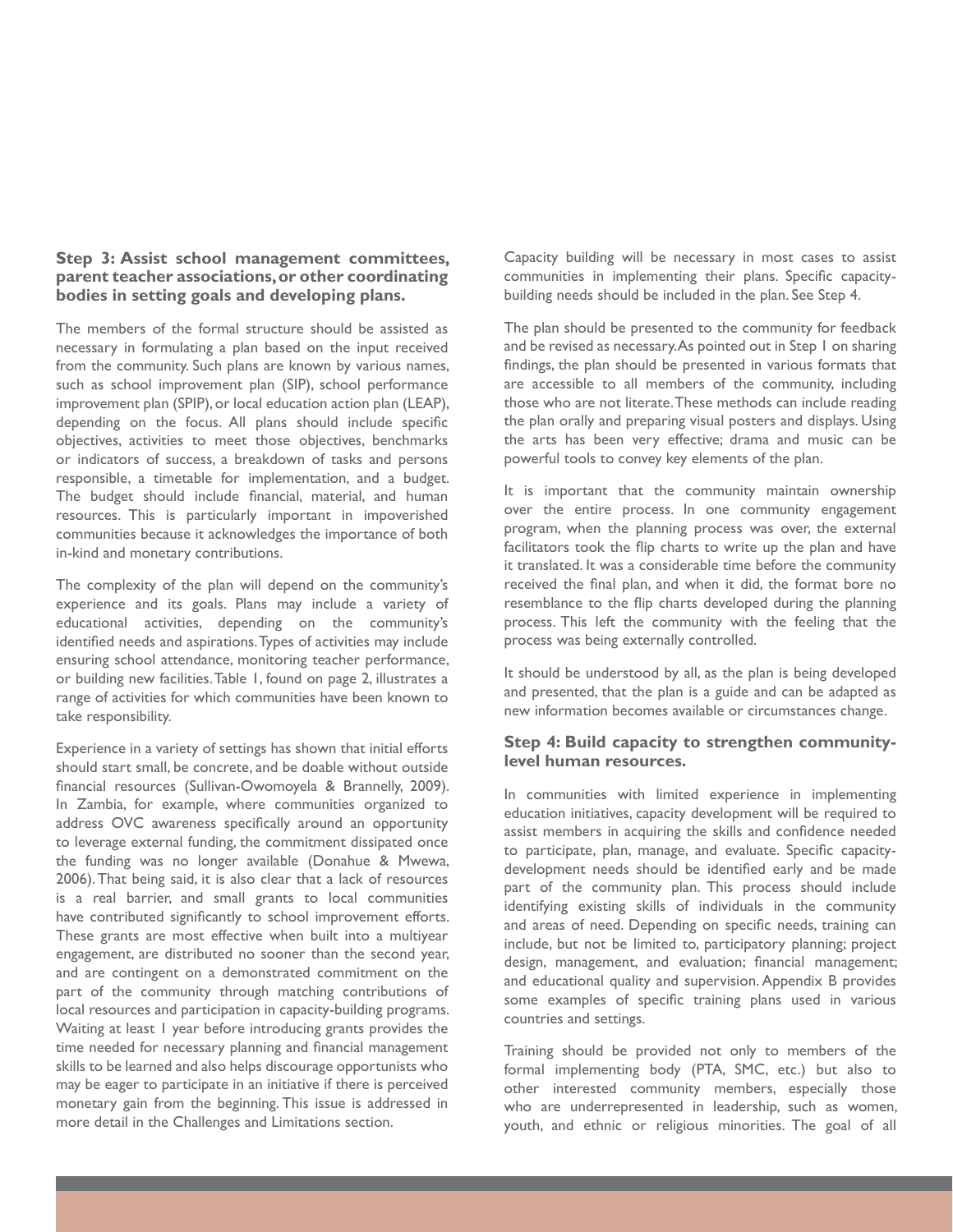**Step 3: Assist school management committees, parent teacher associations, or other coordinating bodies in setting goals and developing plans.**

The members of the formal structure should be assisted as necessary in formulating a plan based on the input received from the community. Such plans are known by various names, such as school improvement plan (SIP), school performance improvement plan (SPIP), or local education action plan (LEAP), depending on the focus. All plans should include specific objectives, activities to meet those objectives, benchmarks or indicators of success, a breakdown of tasks and persons responsible, a timetable for implementation, and a budget. The budget should include financial, material, and human resources. This is particularly important in impoverished communities because it acknowledges the importance of both in-kind and monetary contributions.

The complexity of the plan will depend on the community's experience and its goals. Plans may include a variety of educational activities, depending on the community's identified needs and aspirations. Types of activities may include ensuring school attendance, monitoring teacher performance, or building new facilities. Table 1, found on page 2, illustrates a range of activities for which communities have been known to take responsibility.

Experience in a variety of settings has shown that initial efforts should start small, be concrete, and be doable without outside financial resources (Sullivan-Owomoyela & Brannelly, 2009). In Zambia, for example, where communities organized to address OVC awareness specifically around an opportunity to leverage external funding, the commitment dissipated once the funding was no longer available (Donahue & Mwewa, 2006). That being said, it is also clear that a lack of resources is a real barrier, and small grants to local communities have contributed significantly to school improvement efforts. These grants are most effective when built into a multiyear engagement, are distributed no sooner than the second year, and are contingent on a demonstrated commitment on the part of the community through matching contributions of local resources and participation in capacity-building programs. Waiting at least 1 year before introducing grants provides the time needed for necessary planning and financial management skills to be learned and also helps discourage opportunists who may be eager to participate in an initiative if there is perceived monetary gain from the beginning. This issue is addressed in more detail in the Challenges and Limitations section.

Capacity building will be necessary in most cases to assist communities in implementing their plans. Specific capacity-building needs should be included in the plan. See Step 4.

The plan should be presented to the community for feedback and be revised as necessary. As pointed out in Step 1 on sharing findings, the plan should be presented in various formats that are accessible to all members of the community, including those who are not literate. These methods can include reading the plan orally and preparing visual posters and displays. Using the arts has been very effective; drama and music can be powerful tools to convey key elements of the plan.

It is important that the community maintain ownership over the entire process. In one community engagement program, when the planning process was over, the external facilitators took the flip charts to write up the plan and have it translated. It was a considerable time before the community received the final plan, and when it did, the format bore no resemblance to the flip charts developed during the planning process. This left the community with the feeling that the process was being externally controlled.

It should be understood by all, as the plan is being developed and presented, that the plan is a guide and can be adapted as new information becomes available or circumstances change.

**Step 4: Build capacity to strengthen community-level human resources.**

In communities with limited experience in implementing education initiatives, capacity development will be required to assist members in acquiring the skills and confidence needed to participate, plan, manage, and evaluate. Specific capacity-development needs should be identified early and be made part of the community plan. This process should include identifying existing skills of individuals in the community and areas of need. Depending on specific needs, training can include, but not be limited to, participatory planning; project design, management, and evaluation; financial management; and educational quality and supervision. Appendix B provides some examples of specific training plans used in various countries and settings.

Training should be provided not only to members of the formal implementing body (PTA, SMC, etc.) but also to other interested community members, especially those who are underrepresented in leadership, such as women, youth, and ethnic or religious minorities. The goal of all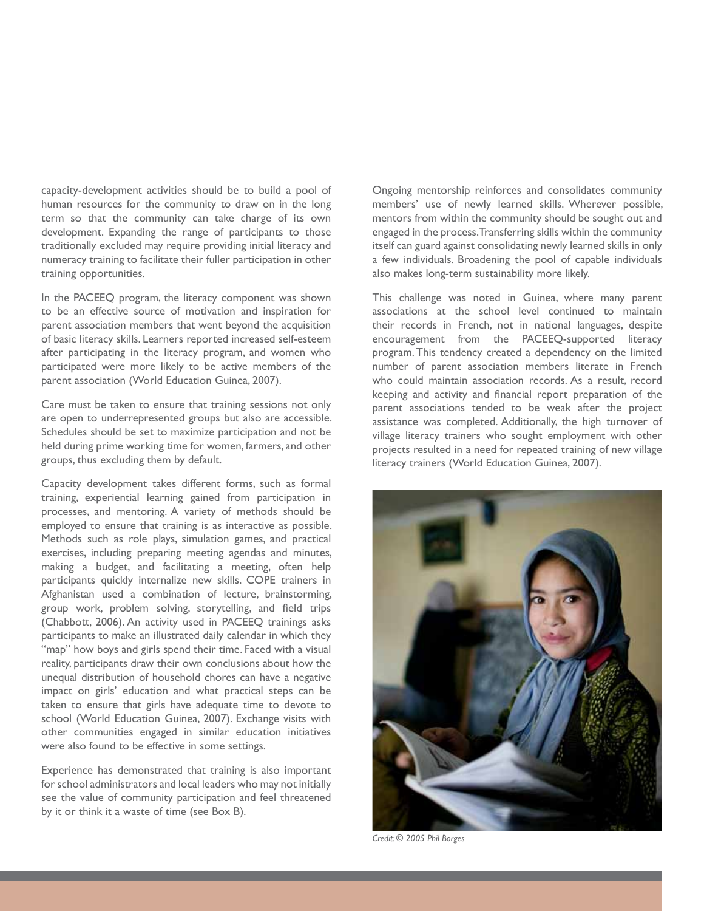capacity-development activities should be to build a pool of human resources for the community to draw on in the long term so that the community can take charge of its own development. Expanding the range of participants to those traditionally excluded may require providing initial literacy and numeracy training to facilitate their fuller participation in other training opportunities.

In the PACEEQ program, the literacy component was shown to be an effective source of motivation and inspiration for parent association members that went beyond the acquisition of basic literacy skills. Learners reported increased self-esteem after participating in the literacy program, and women who participated were more likely to be active members of the parent association (World Education Guinea, 2007).

Care must be taken to ensure that training sessions not only are open to underrepresented groups but also are accessible. Schedules should be set to maximize participation and not be held during prime working time for women, farmers, and other groups, thus excluding them by default.

Capacity development takes different forms, such as formal training, experiential learning gained from participation in processes, and mentoring. A variety of methods should be employed to ensure that training is as interactive as possible. Methods such as role plays, simulation games, and practical exercises, including preparing meeting agendas and minutes, making a budget, and facilitating a meeting, often help participants quickly internalize new skills. COPE trainers in Afghanistan used a combination of lecture, brainstorming, group work, problem solving, storytelling, and field trips (Chabbott, 2006). An activity used in PACEEQ trainings asks participants to make an illustrated daily calendar in which they "map" how boys and girls spend their time. Faced with a visual reality, participants draw their own conclusions about how the unequal distribution of household chores can have a negative impact on girls' education and what practical steps can be taken to ensure that girls have adequate time to devote to school (World Education Guinea, 2007). Exchange visits with other communities engaged in similar education initiatives were also found to be effective in some settings.

Experience has demonstrated that training is also important for school administrators and local leaders who may not initially see the value of community participation and feel threatened by it or think it a waste of time (see Box B).

Ongoing mentorship reinforces and consolidates community members' use of newly learned skills. Wherever possible, mentors from within the community should be sought out and engaged in the process. Transferring skills within the community itself can guard against consolidating newly learned skills in only a few individuals. Broadening the pool of capable individuals also makes long-term sustainability more likely.

This challenge was noted in Guinea, where many parent associations at the school level continued to maintain their records in French, not in national languages, despite encouragement from the PACEEQ-supported literacy program. This tendency created a dependency on the limited number of parent association members literate in French who could maintain association records. As a result, record keeping and activity and financial report preparation of the parent associations tended to be weak after the project assistance was completed. Additionally, the high turnover of village literacy trainers who sought employment with other projects resulted in a need for repeated training of new village literacy trainers (World Education Guinea, 2007).

*Credit: © 2005 Phil Borges*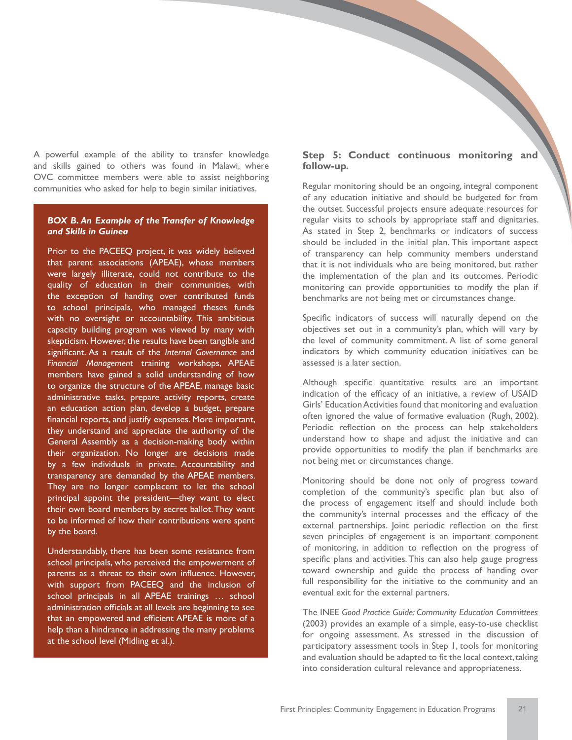A powerful example of the ability to transfer knowledge and skills gained to others was found in Malawi, where OVC committee members were able to assist neighboring communities who asked for help to begin similar initiatives.

***BOX B. An Example of the Transfer of Knowledge and Skills in Guinea***

Prior to the PACEEQ project, it was widely believed that parent associations (APEAE), whose members were largely illiterate, could not contribute to the quality of education in their communities, with the exception of handing over contributed funds to school principals, who managed theses funds with no oversight or accountability. This ambitious capacity building program was viewed by many with skepticism. However, the results have been tangible and significant. As a result of the *Internal Governance* and *Financial Management* training workshops, APEAE members have gained a solid understanding of how to organize the structure of the APEAE, manage basic administrative tasks, prepare activity reports, create an education action plan, develop a budget, prepare financial reports, and justify expenses. More important, they understand and appreciate the authority of the General Assembly as a decision-making body within their organization. No longer are decisions made by a few individuals in private. Accountability and transparency are demanded by the APEAE members. They are no longer complacent to let the school principal appoint the president—they want to elect their own board members by secret ballot. They want to be informed of how their contributions were spent by the board.

Understandably, there has been some resistance from school principals, who perceived the empowerment of parents as a threat to their own influence. However, with support from PACEEQ and the inclusion of school principals in all APEAE trainings … school administration officials at all levels are beginning to see that an empowered and efficient APEAE is more of a help than a hindrance in addressing the many problems at the school level (Midling et al.).

### Step 5: Conduct continuous monitoring and follow-up.

Regular monitoring should be an ongoing, integral component of any education initiative and should be budgeted for from the outset. Successful projects ensure adequate resources for regular visits to schools by appropriate staff and dignitaries. As stated in Step 2, benchmarks or indicators of success should be included in the initial plan. This important aspect of transparency can help community members understand that it is not individuals who are being monitored, but rather the implementation of the plan and its outcomes. Periodic monitoring can provide opportunities to modify the plan if benchmarks are not being met or circumstances change.

Specific indicators of success will naturally depend on the objectives set out in a community's plan, which will vary by the level of community commitment. A list of some general indicators by which community education initiatives can be assessed is a later section.

Although specific quantitative results are an important indication of the efficacy of an initiative, a review of USAID Girls' Education Activities found that monitoring and evaluation often ignored the value of formative evaluation (Rugh, 2002). Periodic reflection on the process can help stakeholders understand how to shape and adjust the initiative and can provide opportunities to modify the plan if benchmarks are not being met or circumstances change.

Monitoring should be done not only of progress toward completion of the community's specific plan but also of the process of engagement itself and should include both the community's internal processes and the efficacy of the external partnerships. Joint periodic reflection on the first seven principles of engagement is an important component of monitoring, in addition to reflection on the progress of specific plans and activities. This can also help gauge progress toward ownership and guide the process of handing over full responsibility for the initiative to the community and an eventual exit for the external partners.

The INEE *Good Practice Guide: Community Education Committees* (2003) provides an example of a simple, easy-to-use checklist for ongoing assessment. As stressed in the discussion of participatory assessment tools in Step 1, tools for monitoring and evaluation should be adapted to fit the local context, taking into consideration cultural relevance and appropriateness.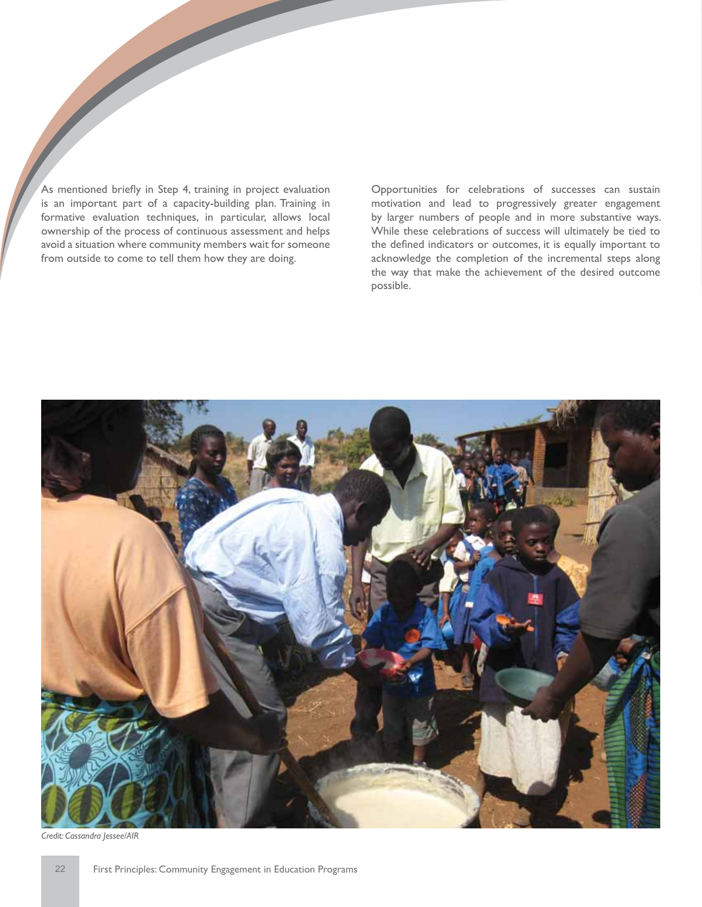As mentioned briefly in Step 4, training in project evaluation is an important part of a capacity-building plan. Training in formative evaluation techniques, in particular, allows local ownership of the process of continuous assessment and helps avoid a situation where community members wait for someone from outside to come to tell them how they are doing.

Opportunities for celebrations of successes can sustain motivation and lead to progressively greater engagement by larger numbers of people and in more substantive ways. While these celebrations of success will ultimately be tied to the defined indicators or outcomes, it is equally important to acknowledge the completion of the incremental steps along the way that make the achievement of the desired outcome possible.

*Credit: Cassandra Jessee/AIR*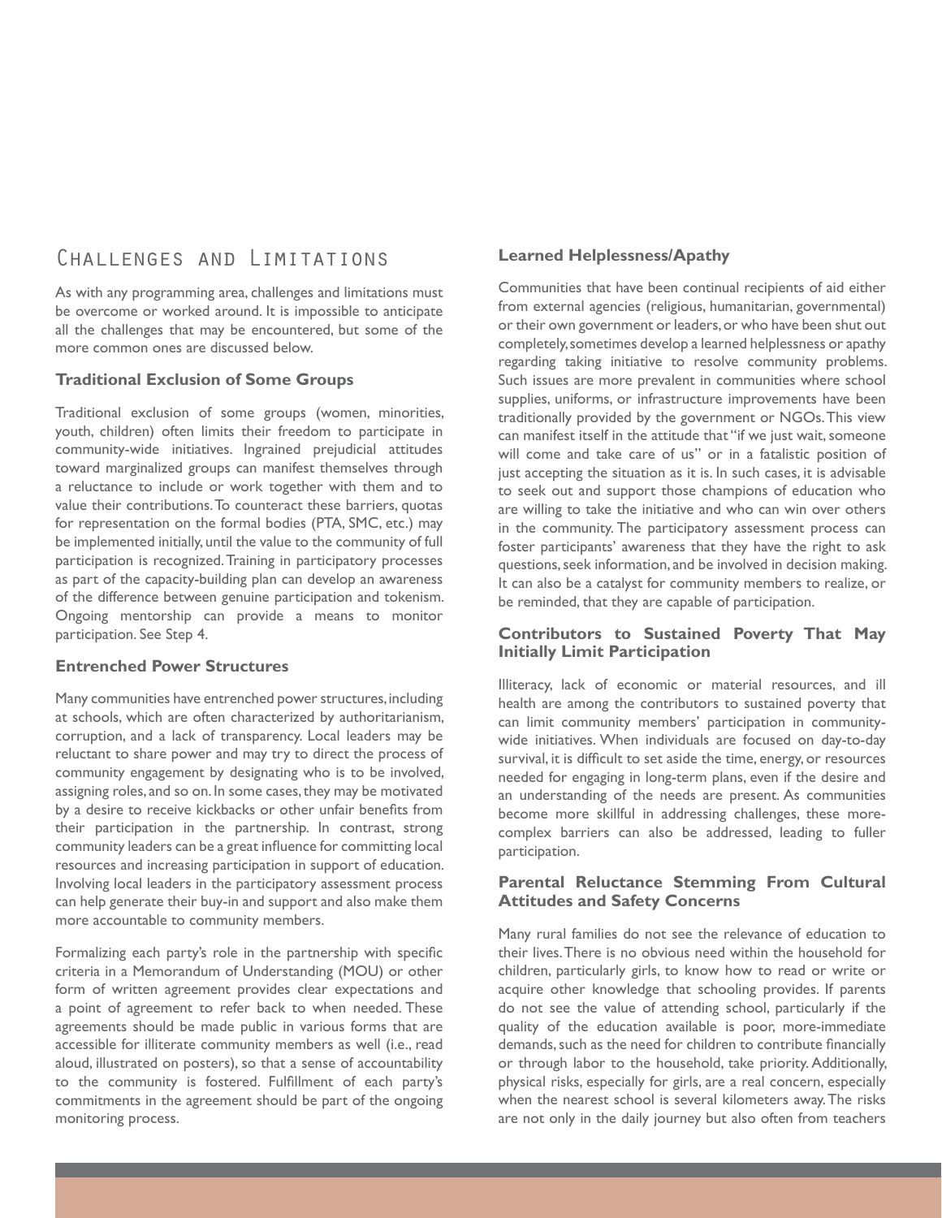## Challenges and Limitations

As with any programming area, challenges and limitations must be overcome or worked around. It is impossible to anticipate all the challenges that may be encountered, but some of the more common ones are discussed below.

### Traditional Exclusion of Some Groups

Traditional exclusion of some groups (women, minorities, youth, children) often limits their freedom to participate in community-wide initiatives. Ingrained prejudicial attitudes toward marginalized groups can manifest themselves through a reluctance to include or work together with them and to value their contributions. To counteract these barriers, quotas for representation on the formal bodies (PTA, SMC, etc.) may be implemented initially, until the value to the community of full participation is recognized. Training in participatory processes as part of the capacity-building plan can develop an awareness of the difference between genuine participation and tokenism. Ongoing mentorship can provide a means to monitor participation. See Step 4.

### Entrenched Power Structures

Many communities have entrenched power structures, including at schools, which are often characterized by authoritarianism, corruption, and a lack of transparency. Local leaders may be reluctant to share power and may try to direct the process of community engagement by designating who is to be involved, assigning roles, and so on. In some cases, they may be motivated by a desire to receive kickbacks or other unfair benefits from their participation in the partnership. In contrast, strong community leaders can be a great influence for committing local resources and increasing participation in support of education. Involving local leaders in the participatory assessment process can help generate their buy-in and support and also make them more accountable to community members.

Formalizing each party's role in the partnership with specific criteria in a Memorandum of Understanding (MOU) or other form of written agreement provides clear expectations and a point of agreement to refer back to when needed. These agreements should be made public in various forms that are accessible for illiterate community members as well (i.e., read aloud, illustrated on posters), so that a sense of accountability to the community is fostered. Fulfillment of each party's commitments in the agreement should be part of the ongoing monitoring process.

### Learned Helplessness/Apathy

Communities that have been continual recipients of aid either from external agencies (religious, humanitarian, governmental) or their own government or leaders, or who have been shut out completely, sometimes develop a learned helplessness or apathy regarding taking initiative to resolve community problems. Such issues are more prevalent in communities where school supplies, uniforms, or infrastructure improvements have been traditionally provided by the government or NGOs. This view can manifest itself in the attitude that "if we just wait, someone will come and take care of us" or in a fatalistic position of just accepting the situation as it is. In such cases, it is advisable to seek out and support those champions of education who are willing to take the initiative and who can win over others in the community. The participatory assessment process can foster participants' awareness that they have the right to ask questions, seek information, and be involved in decision making. It can also be a catalyst for community members to realize, or be reminded, that they are capable of participation.

### Contributors to Sustained Poverty That May Initially Limit Participation

Illiteracy, lack of economic or material resources, and ill health are among the contributors to sustained poverty that can limit community members' participation in community-wide initiatives. When individuals are focused on day-to-day survival, it is difficult to set aside the time, energy, or resources needed for engaging in long-term plans, even if the desire and an understanding of the needs are present. As communities become more skillful in addressing challenges, these more-complex barriers can also be addressed, leading to fuller participation.

### Parental Reluctance Stemming From Cultural Attitudes and Safety Concerns

Many rural families do not see the relevance of education to their lives. There is no obvious need within the household for children, particularly girls, to know how to read or write or acquire other knowledge that schooling provides. If parents do not see the value of attending school, particularly if the quality of the education available is poor, more-immediate demands, such as the need for children to contribute financially or through labor to the household, take priority. Additionally, physical risks, especially for girls, are a real concern, especially when the nearest school is several kilometers away. The risks are not only in the daily journey but also often from teachers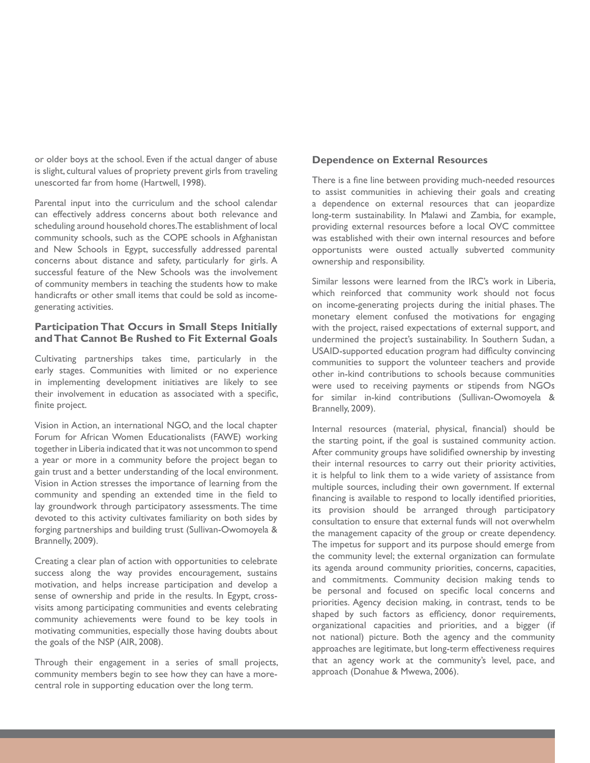or older boys at the school. Even if the actual danger of abuse is slight, cultural values of propriety prevent girls from traveling unescorted far from home (Hartwell, 1998).

Parental input into the curriculum and the school calendar can effectively address concerns about both relevance and scheduling around household chores. The establishment of local community schools, such as the COPE schools in Afghanistan and New Schools in Egypt, successfully addressed parental concerns about distance and safety, particularly for girls. A successful feature of the New Schools was the involvement of community members in teaching the students how to make handicrafts or other small items that could be sold as income-generating activities.

### Participation That Occurs in Small Steps Initially and That Cannot Be Rushed to Fit External Goals

Cultivating partnerships takes time, particularly in the early stages. Communities with limited or no experience in implementing development initiatives are likely to see their involvement in education as associated with a specific, finite project.

Vision in Action, an international NGO, and the local chapter Forum for African Women Educationalists (FAWE) working together in Liberia indicated that it was not uncommon to spend a year or more in a community before the project began to gain trust and a better understanding of the local environment. Vision in Action stresses the importance of learning from the community and spending an extended time in the field to lay groundwork through participatory assessments. The time devoted to this activity cultivates familiarity on both sides by forging partnerships and building trust (Sullivan-Owomoyela & Brannelly, 2009).

Creating a clear plan of action with opportunities to celebrate success along the way provides encouragement, sustains motivation, and helps increase participation and develop a sense of ownership and pride in the results. In Egypt, cross-visits among participating communities and events celebrating community achievements were found to be key tools in motivating communities, especially those having doubts about the goals of the NSP (AIR, 2008).

Through their engagement in a series of small projects, community members begin to see how they can have a more-central role in supporting education over the long term.

### Dependence on External Resources

There is a fine line between providing much-needed resources to assist communities in achieving their goals and creating a dependence on external resources that can jeopardize long-term sustainability. In Malawi and Zambia, for example, providing external resources before a local OVC committee was established with their own internal resources and before opportunists were ousted actually subverted community ownership and responsibility.

Similar lessons were learned from the IRC's work in Liberia, which reinforced that community work should not focus on income-generating projects during the initial phases. The monetary element confused the motivations for engaging with the project, raised expectations of external support, and undermined the project's sustainability. In Southern Sudan, a USAID-supported education program had difficulty convincing communities to support the volunteer teachers and provide other in-kind contributions to schools because communities were used to receiving payments or stipends from NGOs for similar in-kind contributions (Sullivan-Owomoyela & Brannelly, 2009).

Internal resources (material, physical, financial) should be the starting point, if the goal is sustained community action. After community groups have solidified ownership by investing their internal resources to carry out their priority activities, it is helpful to link them to a wide variety of assistance from multiple sources, including their own government. If external financing is available to respond to locally identified priorities, its provision should be arranged through participatory consultation to ensure that external funds will not overwhelm the management capacity of the group or create dependency. The impetus for support and its purpose should emerge from the community level; the external organization can formulate its agenda around community priorities, concerns, capacities, and commitments. Community decision making tends to be personal and focused on specific local concerns and priorities. Agency decision making, in contrast, tends to be shaped by such factors as efficiency, donor requirements, organizational capacities and priorities, and a bigger (if not national) picture. Both the agency and the community approaches are legitimate, but long-term effectiveness requires that an agency work at the community's level, pace, and approach (Donahue & Mwewa, 2006).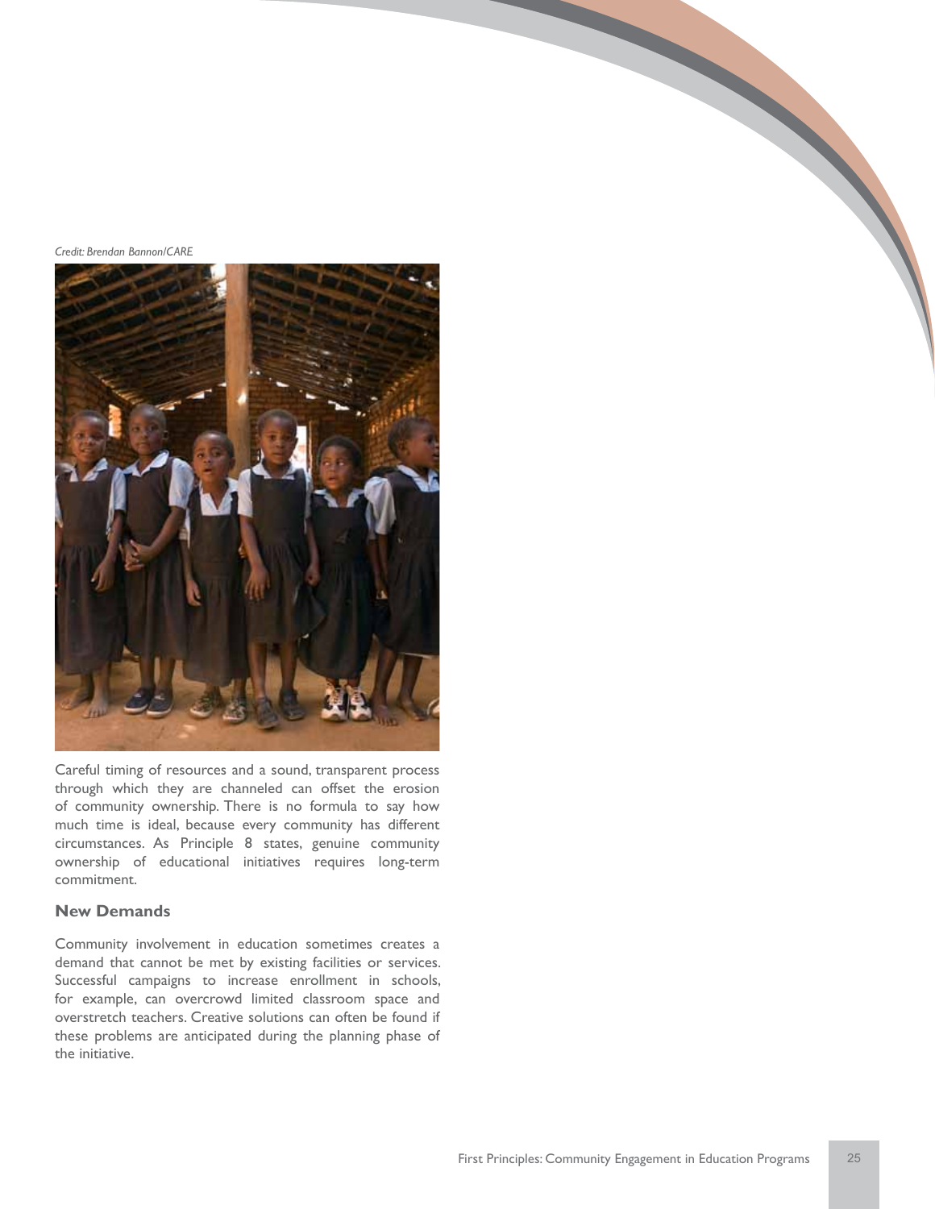*Credit: Brendan Bannon/CARE*

Careful timing of resources and a sound, transparent process through which they are channeled can offset the erosion of community ownership. There is no formula to say how much time is ideal, because every community has different circumstances. As Principle 8 states, genuine community ownership of educational initiatives requires long-term commitment.

### New Demands

Community involvement in education sometimes creates a demand that cannot be met by existing facilities or services. Successful campaigns to increase enrollment in schools, for example, can overcrowd limited classroom space and overstretch teachers. Creative solutions can often be found if these problems are anticipated during the planning phase of the initiative.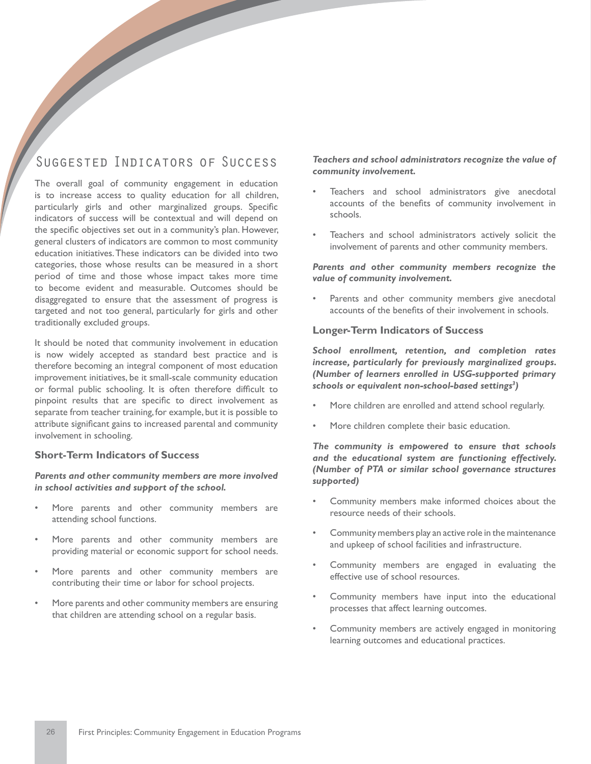## Suggested Indicators of Success

The overall goal of community engagement in education is to increase access to quality education for all children, particularly girls and other marginalized groups. Specific indicators of success will be contextual and will depend on the specific objectives set out in a community's plan. However, general clusters of indicators are common to most community education initiatives. These indicators can be divided into two categories, those whose results can be measured in a short period of time and those whose impact takes more time to become evident and measurable. Outcomes should be disaggregated to ensure that the assessment of progress is targeted and not too general, particularly for girls and other traditionally excluded groups.

It should be noted that community involvement in education is now widely accepted as standard best practice and is therefore becoming an integral component of most education improvement initiatives, be it small-scale community education or formal public schooling. It is often therefore difficult to pinpoint results that are specific to direct involvement as separate from teacher training, for example, but it is possible to attribute significant gains to increased parental and community involvement in schooling.

### Short-Term Indicators of Success

***Parents and other community members are more involved in school activities and support of the school.***

- More parents and other community members are attending school functions.
- More parents and other community members are providing material or economic support for school needs.
- More parents and other community members are contributing their time or labor for school projects.
- More parents and other community members are ensuring that children are attending school on a regular basis.

***Teachers and school administrators recognize the value of community involvement.***

- Teachers and school administrators give anecdotal accounts of the benefits of community involvement in schools.
- Teachers and school administrators actively solicit the involvement of parents and other community members.

***Parents and other community members recognize the value of community involvement.***

- Parents and other community members give anecdotal accounts of the benefits of their involvement in schools.

### Longer-Term Indicators of Success

***School enrollment, retention, and completion rates increase, particularly for previously marginalized groups. (Number of learners enrolled in USG-supported primary schools or equivalent non-school-based settings[3])***

- More children are enrolled and attend school regularly.
- More children complete their basic education.

***The community is empowered to ensure that schools and the educational system are functioning effectively. (Number of PTA or similar school governance structures supported)***

- Community members make informed choices about the resource needs of their schools.
- Community members play an active role in the maintenance and upkeep of school facilities and infrastructure.
- Community members are engaged in evaluating the effective use of school resources.
- Community members have input into the educational processes that affect learning outcomes.
- Community members are actively engaged in monitoring learning outcomes and educational practices.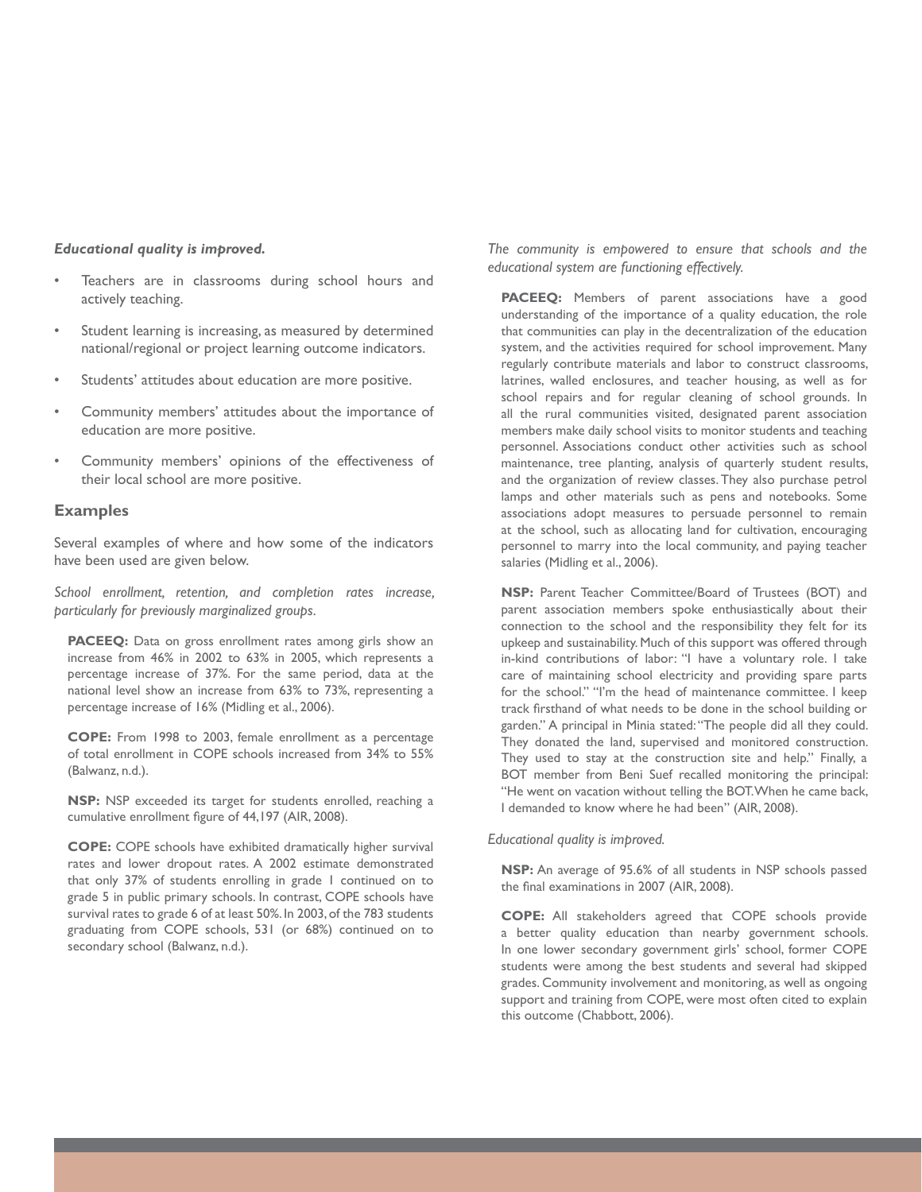*Educational quality is improved.*

- Teachers are in classrooms during school hours and actively teaching.
- Student learning is increasing, as measured by determined national/regional or project learning outcome indicators.
- Students' attitudes about education are more positive.
- Community members' attitudes about the importance of education are more positive.
- Community members' opinions of the effectiveness of their local school are more positive.

## Examples

Several examples of where and how some of the indicators have been used are given below.

*School enrollment, retention, and completion rates increase, particularly for previously marginalized groups.*

**PACEEQ:** Data on gross enrollment rates among girls show an increase from 46% in 2002 to 63% in 2005, which represents a percentage increase of 37%. For the same period, data at the national level show an increase from 63% to 73%, representing a percentage increase of 16% (Midling et al., 2006).

**COPE:** From 1998 to 2003, female enrollment as a percentage of total enrollment in COPE schools increased from 34% to 55% (Balwanz, n.d.).

**NSP:** NSP exceeded its target for students enrolled, reaching a cumulative enrollment figure of 44,197 (AIR, 2008).

**COPE:** COPE schools have exhibited dramatically higher survival rates and lower dropout rates. A 2002 estimate demonstrated that only 37% of students enrolling in grade 1 continued on to grade 5 in public primary schools. In contrast, COPE schools have survival rates to grade 6 of at least 50%. In 2003, of the 783 students graduating from COPE schools, 531 (or 68%) continued on to secondary school (Balwanz, n.d.).

*The community is empowered to ensure that schools and the educational system are functioning effectively.*

**PACEEQ:** Members of parent associations have a good understanding of the importance of a quality education, the role that communities can play in the decentralization of the education system, and the activities required for school improvement. Many regularly contribute materials and labor to construct classrooms, latrines, walled enclosures, and teacher housing, as well as for school repairs and for regular cleaning of school grounds. In all the rural communities visited, designated parent association members make daily school visits to monitor students and teaching personnel. Associations conduct other activities such as school maintenance, tree planting, analysis of quarterly student results, and the organization of review classes. They also purchase petrol lamps and other materials such as pens and notebooks. Some associations adopt measures to persuade personnel to remain at the school, such as allocating land for cultivation, encouraging personnel to marry into the local community, and paying teacher salaries (Midling et al., 2006).

**NSP:** Parent Teacher Committee/Board of Trustees (BOT) and parent association members spoke enthusiastically about their connection to the school and the responsibility they felt for its upkeep and sustainability. Much of this support was offered through in-kind contributions of labor: "I have a voluntary role. I take care of maintaining school electricity and providing spare parts for the school." "I'm the head of maintenance committee. I keep track firsthand of what needs to be done in the school building or garden." A principal in Minia stated: "The people did all they could. They donated the land, supervised and monitored construction. They used to stay at the construction site and help." Finally, a BOT member from Beni Suef recalled monitoring the principal: "He went on vacation without telling the BOT. When he came back, I demanded to know where he had been" (AIR, 2008).

*Educational quality is improved.*

**NSP:** An average of 95.6% of all students in NSP schools passed the final examinations in 2007 (AIR, 2008).

**COPE:** All stakeholders agreed that COPE schools provide a better quality education than nearby government schools. In one lower secondary government girls' school, former COPE students were among the best students and several had skipped grades. Community involvement and monitoring, as well as ongoing support and training from COPE, were most often cited to explain this outcome (Chabbott, 2006).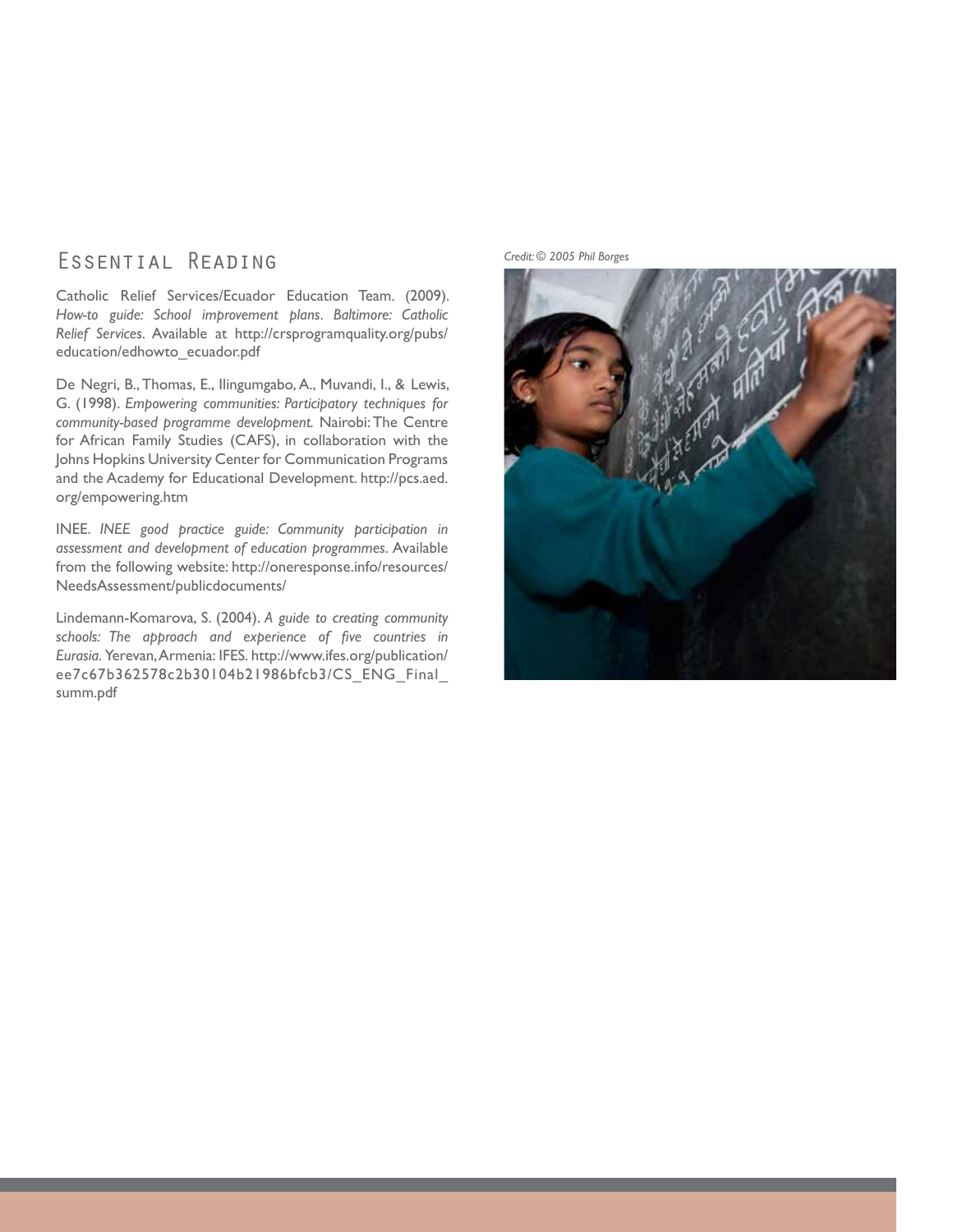## Essential Reading

Catholic Relief Services/Ecuador Education Team. (2009). *How-to guide: School improvement plans*. *Baltimore: Catholic Relief Services*. Available at http://crsprogramquality.org/pubs/education/edhowto_ecuador.pdf

De Negri, B., Thomas, E., Ilingumgabo, A., Muvandi, I., & Lewis, G. (1998). *Empowering communities: Participatory techniques for community-based programme development.* Nairobi: The Centre for African Family Studies (CAFS), in collaboration with the Johns Hopkins University Center for Communication Programs and the Academy for Educational Development. http://pcs.aed.org/empowering.htm

INEE. *INEE good practice guide: Community participation in assessment and development of education programmes*. Available from the following website: http://oneresponse.info/resources/NeedsAssessment/publicdocuments/

Lindemann-Komarova, S. (2004). *A guide to creating community schools: The approach and experience of five countries in Eurasia.* Yerevan, Armenia: IFES. http://www.ifes.org/publication/ee7c67b362578c2b30104b21986bfcb3/CS_ENG_Final_summ.pdf

*Credit: © 2005 Phil Borges*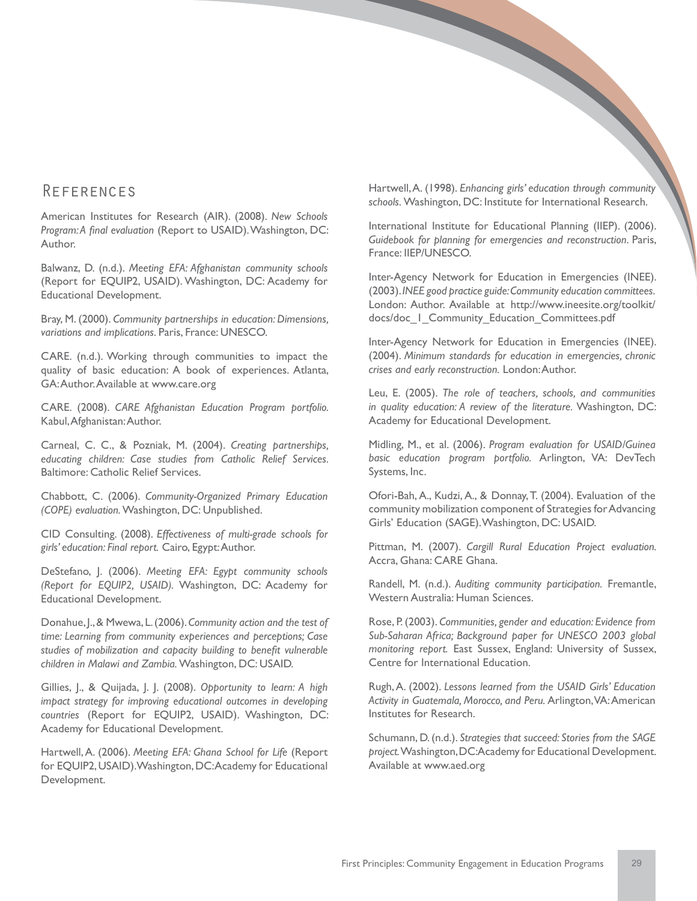## References

American Institutes for Research (AIR). (2008). *New Schools Program: A final evaluation* (Report to USAID). Washington, DC: Author.

Balwanz, D. (n.d.). *Meeting EFA: Afghanistan community schools* (Report for EQUIP2, USAID). Washington, DC: Academy for Educational Development.

Bray, M. (2000). *Community partnerships in education: Dimensions, variations and implications*. Paris, France: UNESCO.

CARE. (n.d.). Working through communities to impact the quality of basic education: A book of experiences. Atlanta, GA: Author. Available at www.care.org

CARE. (2008). *CARE Afghanistan Education Program portfolio*. Kabul, Afghanistan: Author.

Carneal, C. C., & Pozniak, M. (2004). *Creating partnerships, educating children: Case studies from Catholic Relief Services*. Baltimore: Catholic Relief Services.

Chabbott, C. (2006). *Community-Organized Primary Education (COPE) evaluation*. Washington, DC: Unpublished.

CID Consulting. (2008). *Effectiveness of multi-grade schools for girls' education: Final report*. Cairo, Egypt: Author.

DeStefano, J. (2006). *Meeting EFA: Egypt community schools (Report for EQUIP2, USAID)*. Washington, DC: Academy for Educational Development.

Donahue, J., & Mwewa, L. (2006). *Community action and the test of time: Learning from community experiences and perceptions; Case studies of mobilization and capacity building to benefit vulnerable children in Malawi and Zambia*. Washington, DC: USAID.

Gillies, J., & Quijada, J. J. (2008). *Opportunity to learn: A high impact strategy for improving educational outcomes in developing countries* (Report for EQUIP2, USAID). Washington, DC: Academy for Educational Development.

Hartwell, A. (2006). *Meeting EFA: Ghana School for Life* (Report for EQUIP2, USAID). Washington, DC: Academy for Educational Development.

Hartwell, A. (1998). *Enhancing girls' education through community schools*. Washington, DC: Institute for International Research.

International Institute for Educational Planning (IIEP). (2006). *Guidebook for planning for emergencies and reconstruction*. Paris, France: IIEP/UNESCO.

Inter-Agency Network for Education in Emergencies (INEE). (2003). *INEE good practice guide: Community education committees*. London: Author. Available at http://www.ineesite.org/toolkit/docs/doc_1_Community_Education_Committees.pdf

Inter-Agency Network for Education in Emergencies (INEE). (2004). *Minimum standards for education in emergencies, chronic crises and early reconstruction*. London: Author.

Leu, E. (2005). *The role of teachers, schools, and communities in quality education: A review of the literature*. Washington, DC: Academy for Educational Development.

Midling, M., et al. (2006). *Program evaluation for USAID/Guinea basic education program portfolio*. Arlington, VA: DevTech Systems, Inc.

Ofori-Bah, A., Kudzi, A., & Donnay, T. (2004). Evaluation of the community mobilization component of Strategies for Advancing Girls' Education (SAGE). Washington, DC: USAID.

Pittman, M. (2007). *Cargill Rural Education Project evaluation*. Accra, Ghana: CARE Ghana.

Randell, M. (n.d.). *Auditing community participation*. Fremantle, Western Australia: Human Sciences.

Rose, P. (2003). *Communities, gender and education: Evidence from Sub-Saharan Africa; Background paper for UNESCO 2003 global monitoring report*. East Sussex, England: University of Sussex, Centre for International Education.

Rugh, A. (2002). *Lessons learned from the USAID Girls' Education Activity in Guatemala, Morocco, and Peru*. Arlington, VA: American Institutes for Research.

Schumann, D. (n.d.). *Strategies that succeed: Stories from the SAGE project*. Washington, DC: Academy for Educational Development. Available at www.aed.org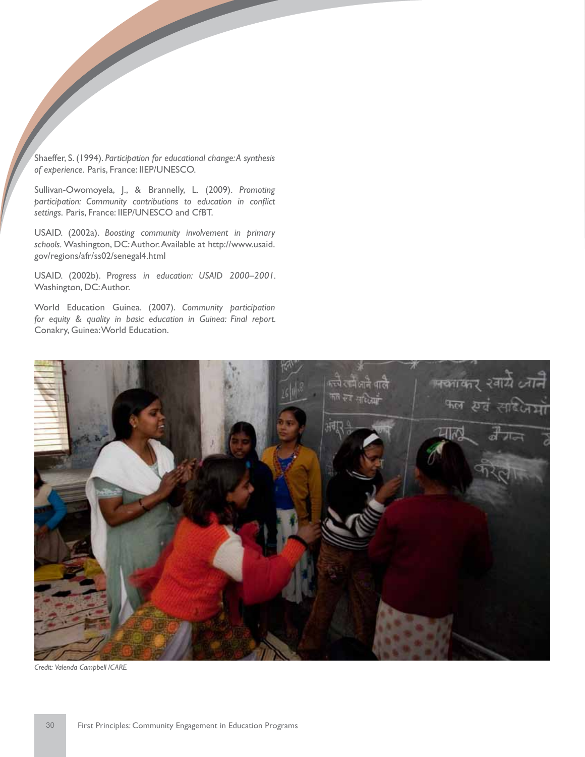Shaeffer, S. (1994). *Participation for educational change: A synthesis of experience.* Paris, France: IIEP/UNESCO.

Sullivan-Owomoyela, J., & Brannelly, L. (2009). *Promoting participation: Community contributions to education in conflict settings.* Paris, France: IIEP/UNESCO and CfBT.

USAID. (2002a). *Boosting community involvement in primary schools.* Washington, DC: Author. Available at http://www.usaid.gov/regions/afr/ss02/senegal4.html

USAID. (2002b). *Progress in education: USAID 2000–2001*. Washington, DC: Author.

World Education Guinea. (2007). *Community participation for equity & quality in basic education in Guinea: Final report.* Conakry, Guinea: World Education.

*Credit: Valenda Campbell /CARE*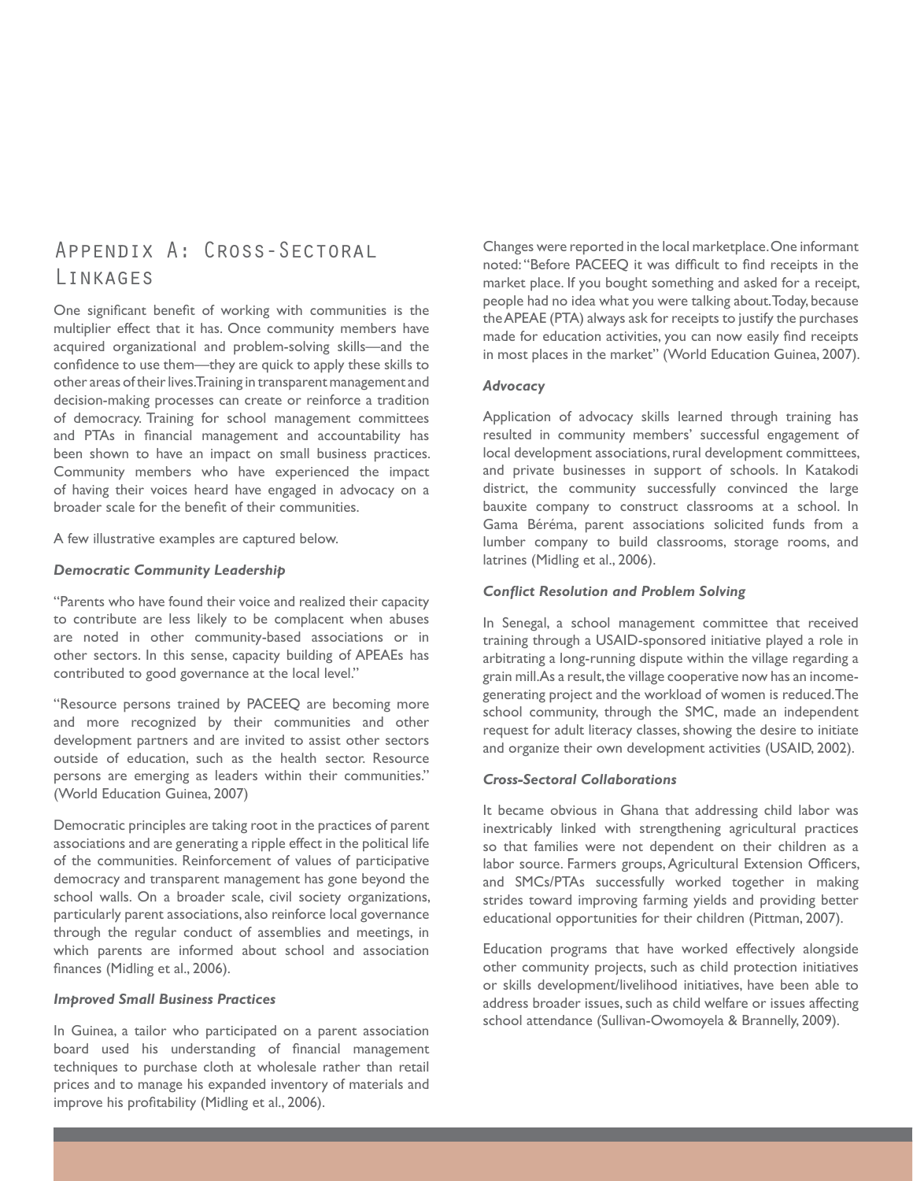# Appendix A: Cross-Sectoral Linkages

One significant benefit of working with communities is the multiplier effect that it has. Once community members have acquired organizational and problem-solving skills—and the confidence to use them—they are quick to apply these skills to other areas of their lives. Training in transparent management and decision-making processes can create or reinforce a tradition of democracy. Training for school management committees and PTAs in financial management and accountability has been shown to have an impact on small business practices. Community members who have experienced the impact of having their voices heard have engaged in advocacy on a broader scale for the benefit of their communities.

A few illustrative examples are captured below.

***Democratic Community Leadership***

"Parents who have found their voice and realized their capacity to contribute are less likely to be complacent when abuses are noted in other community-based associations or in other sectors. In this sense, capacity building of APEAEs has contributed to good governance at the local level."

"Resource persons trained by PACEEQ are becoming more and more recognized by their communities and other development partners and are invited to assist other sectors outside of education, such as the health sector. Resource persons are emerging as leaders within their communities." (World Education Guinea, 2007)

Democratic principles are taking root in the practices of parent associations and are generating a ripple effect in the political life of the communities. Reinforcement of values of participative democracy and transparent management has gone beyond the school walls. On a broader scale, civil society organizations, particularly parent associations, also reinforce local governance through the regular conduct of assemblies and meetings, in which parents are informed about school and association finances (Midling et al., 2006).

***Improved Small Business Practices***

In Guinea, a tailor who participated on a parent association board used his understanding of financial management techniques to purchase cloth at wholesale rather than retail prices and to manage his expanded inventory of materials and improve his profitability (Midling et al., 2006).

Changes were reported in the local marketplace. One informant noted: "Before PACEEQ it was difficult to find receipts in the market place. If you bought something and asked for a receipt, people had no idea what you were talking about. Today, because the APEAE (PTA) always ask for receipts to justify the purchases made for education activities, you can now easily find receipts in most places in the market" (World Education Guinea, 2007).

***Advocacy***

Application of advocacy skills learned through training has resulted in community members' successful engagement of local development associations, rural development committees, and private businesses in support of schools. In Katakodi district, the community successfully convinced the large bauxite company to construct classrooms at a school. In Gama Béréma, parent associations solicited funds from a lumber company to build classrooms, storage rooms, and latrines (Midling et al., 2006).

***Conflict Resolution and Problem Solving***

In Senegal, a school management committee that received training through a USAID-sponsored initiative played a role in arbitrating a long-running dispute within the village regarding a grain mill. As a result, the village cooperative now has an income-generating project and the workload of women is reduced. The school community, through the SMC, made an independent request for adult literacy classes, showing the desire to initiate and organize their own development activities (USAID, 2002).

***Cross-Sectoral Collaborations***

It became obvious in Ghana that addressing child labor was inextricably linked with strengthening agricultural practices so that families were not dependent on their children as a labor source. Farmers groups, Agricultural Extension Officers, and SMCs/PTAs successfully worked together in making strides toward improving farming yields and providing better educational opportunities for their children (Pittman, 2007).

Education programs that have worked effectively alongside other community projects, such as child protection initiatives or skills development/livelihood initiatives, have been able to address broader issues, such as child welfare or issues affecting school attendance (Sullivan-Owomoyela & Brannelly, 2009).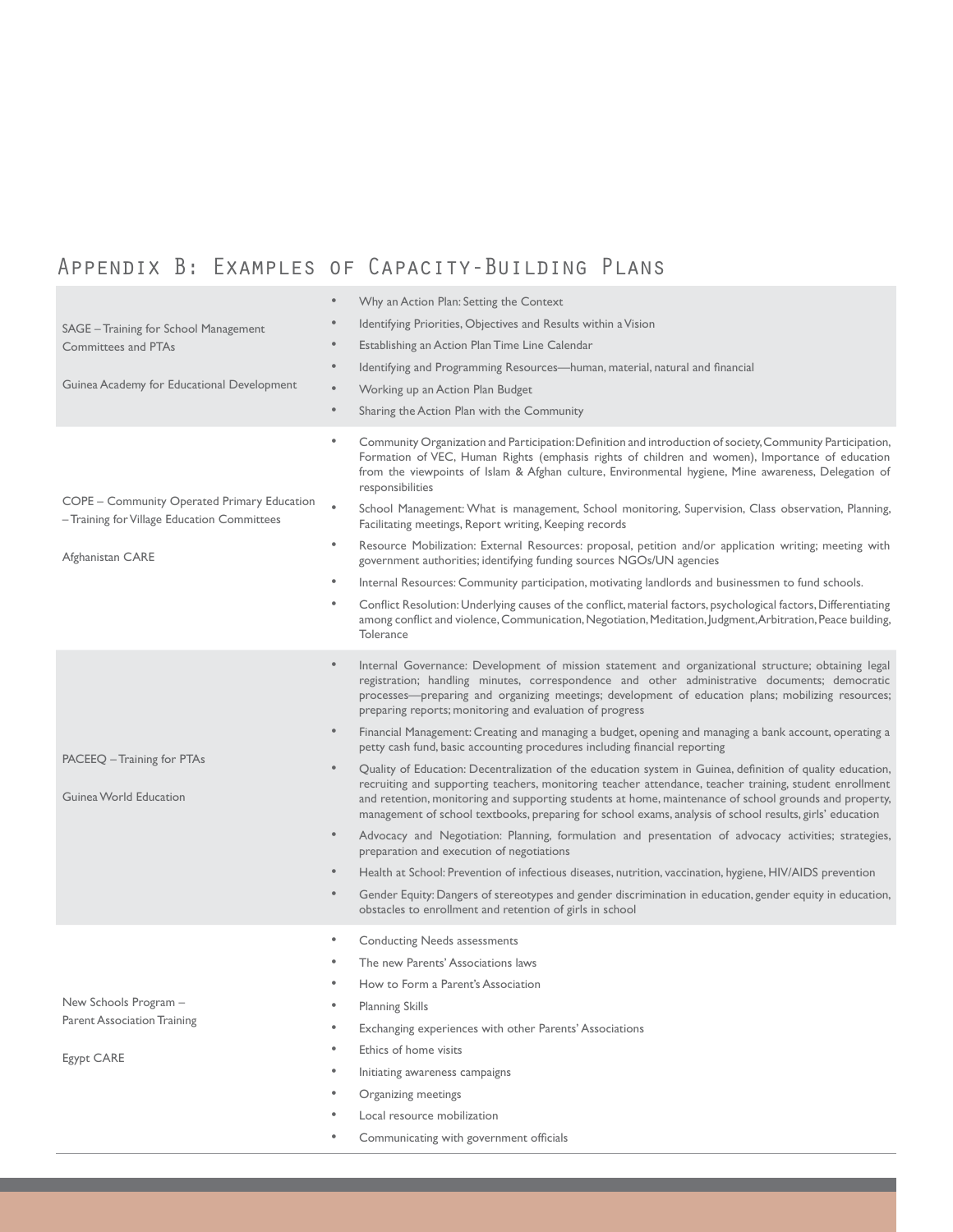## Appendix B: Examples of Capacity-Building Plans

| Program | Training Content |
|---|---|
| SAGE – Training for School Management Committees and PTAs<br><br>Guinea Academy for Educational Development | • Why an Action Plan: Setting the Context<br>• Identifying Priorities, Objectives and Results within a Vision<br>• Establishing an Action Plan Time Line Calendar<br>• Identifying and Programming Resources—human, material, natural and financial<br>• Working up an Action Plan Budget<br>• Sharing the Action Plan with the Community |
| COPE – Community Operated Primary Education – Training for Village Education Committees<br><br>Afghanistan CARE | • Community Organization and Participation: Definition and introduction of society, Community Participation, Formation of VEC, Human Rights (emphasis rights of children and women), Importance of education from the viewpoints of Islam & Afghan culture, Environmental hygiene, Mine awareness, Delegation of responsibilities<br>• School Management: What is management, School monitoring, Supervision, Class observation, Planning, Facilitating meetings, Report writing, Keeping records<br>• Resource Mobilization: External Resources: proposal, petition and/or application writing; meeting with government authorities; identifying funding sources NGOs/UN agencies<br>• Internal Resources: Community participation, motivating landlords and businessmen to fund schools.<br>• Conflict Resolution: Underlying causes of the conflict, material factors, psychological factors, Differentiating among conflict and violence, Communication, Negotiation, Meditation, Judgment, Arbitration, Peace building, Tolerance |
| PACEEQ – Training for PTAs<br><br>Guinea World Education | • Internal Governance: Development of mission statement and organizational structure; obtaining legal registration; handling minutes, correspondence and other administrative documents; democratic processes—preparing and organizing meetings; development of education plans; mobilizing resources; preparing reports; monitoring and evaluation of progress<br>• Financial Management: Creating and managing a budget, opening and managing a bank account, operating a petty cash fund, basic accounting procedures including financial reporting<br>• Quality of Education: Decentralization of the education system in Guinea, definition of quality education, recruiting and supporting teachers, monitoring teacher attendance, teacher training, student enrollment and retention, monitoring and supporting students at home, maintenance of school grounds and property, management of school textbooks, preparing for school exams, analysis of school results, girls' education<br>• Advocacy and Negotiation: Planning, formulation and presentation of advocacy activities; strategies, preparation and execution of negotiations<br>• Health at School: Prevention of infectious diseases, nutrition, vaccination, hygiene, HIV/AIDS prevention<br>• Gender Equity: Dangers of stereotypes and gender discrimination in education, gender equity in education, obstacles to enrollment and retention of girls in school |
| New Schools Program – Parent Association Training<br><br>Egypt CARE | • Conducting Needs assessments<br>• The new Parents' Associations laws<br>• How to Form a Parent's Association<br>• Planning Skills<br>• Exchanging experiences with other Parents' Associations<br>• Ethics of home visits<br>• Initiating awareness campaigns<br>• Organizing meetings<br>• Local resource mobilization<br>• Communicating with government officials |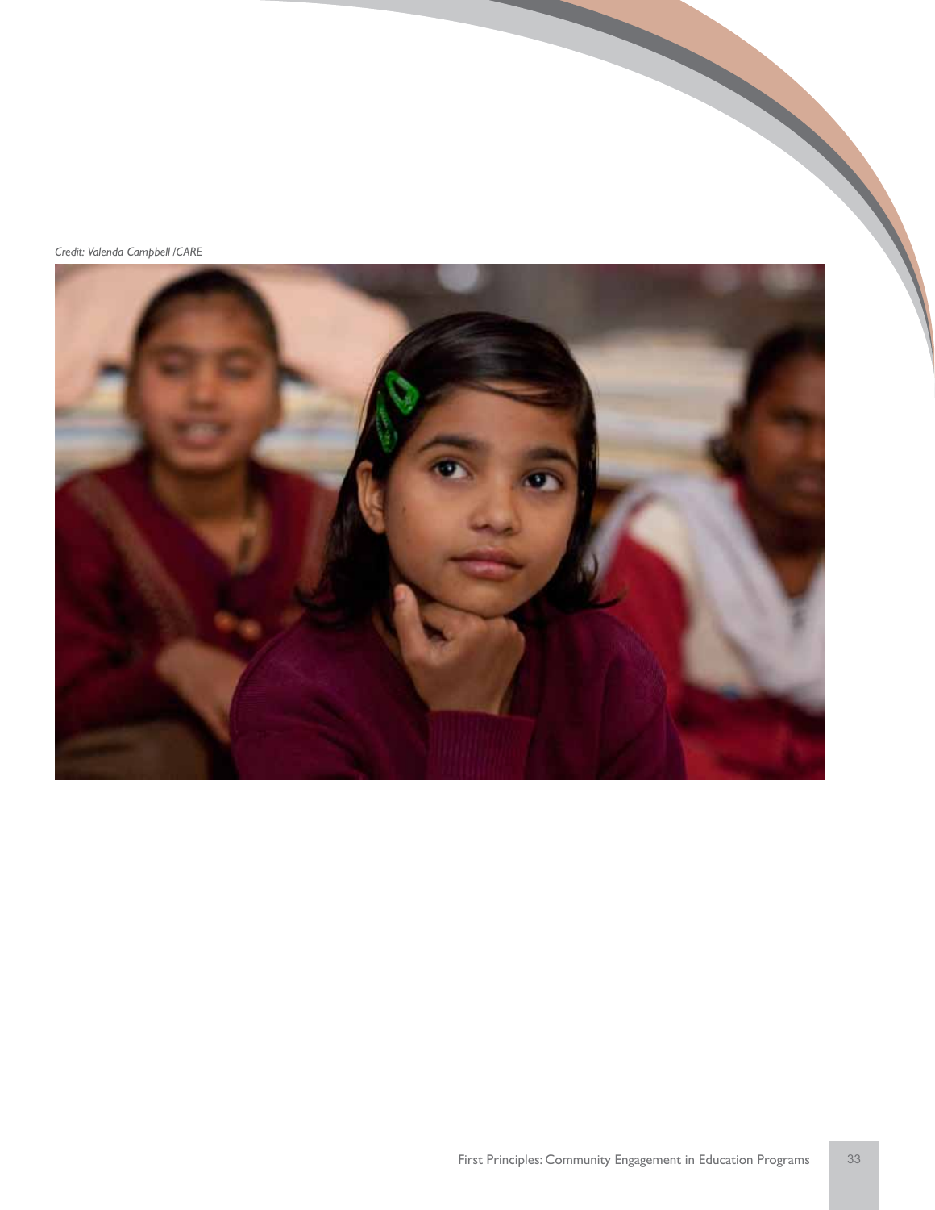*Credit: Valenda Campbell /CARE*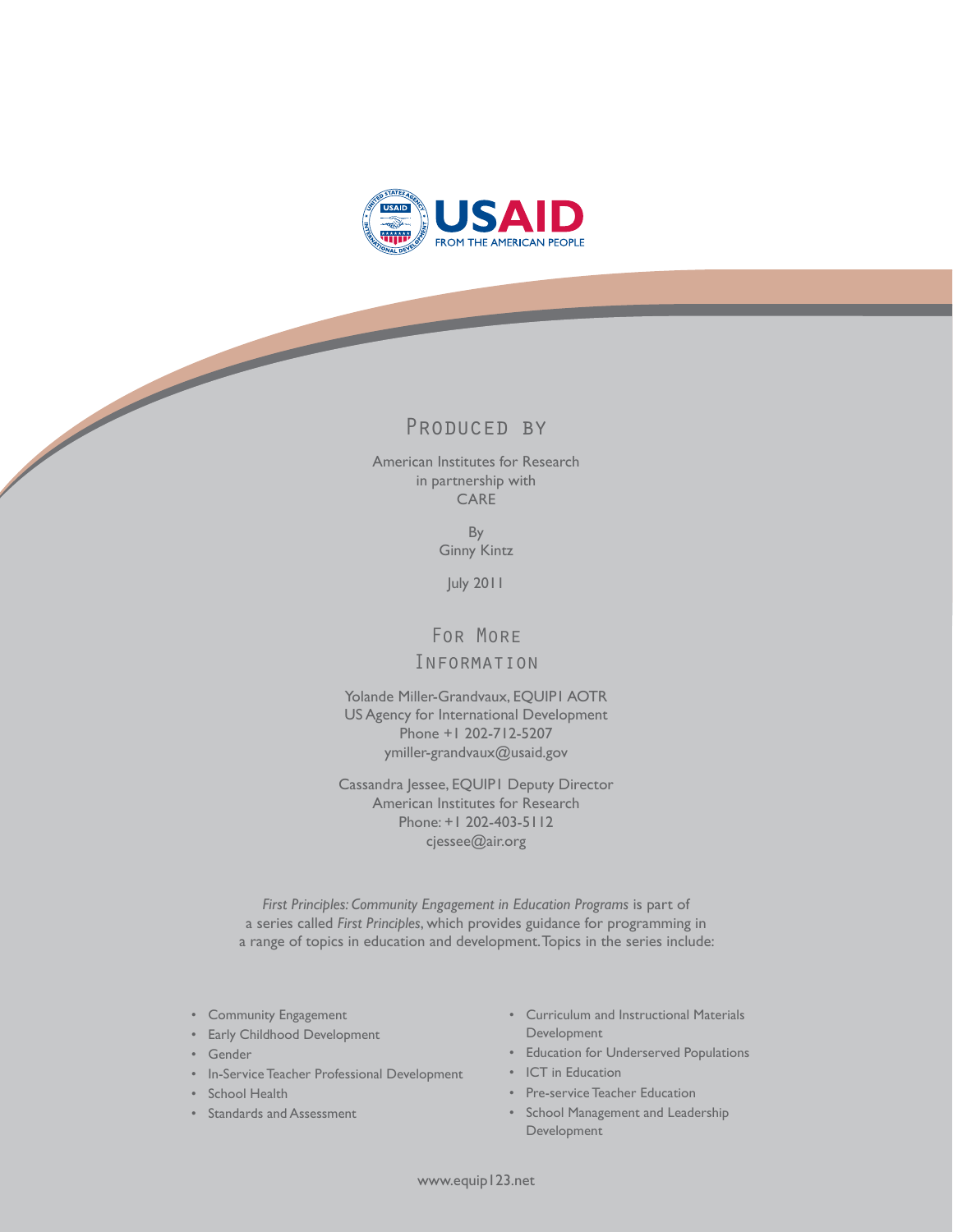USAID FROM THE AMERICAN PEOPLE

## Produced by

American Institutes for Research
in partnership with
CARE

By
Ginny Kintz

July 2011

## For More Information

Yolande Miller-Grandvaux, EQUIP1 AOTR
US Agency for International Development
Phone +1 202-712-5207
ymiller-grandvaux@usaid.gov

Cassandra Jessee, EQUIP1 Deputy Director
American Institutes for Research
Phone: +1 202-403-5112
cjessee@air.org

*First Principles: Community Engagement in Education Programs* is part of a series called *First Principles*, which provides guidance for programming in a range of topics in education and development. Topics in the series include:

- Community Engagement
- Early Childhood Development
- Gender
- In-Service Teacher Professional Development
- School Health
- Standards and Assessment
- Curriculum and Instructional Materials Development
- Education for Underserved Populations
- ICT in Education
- Pre-service Teacher Education
- School Management and Leadership Development

www.equip123.net